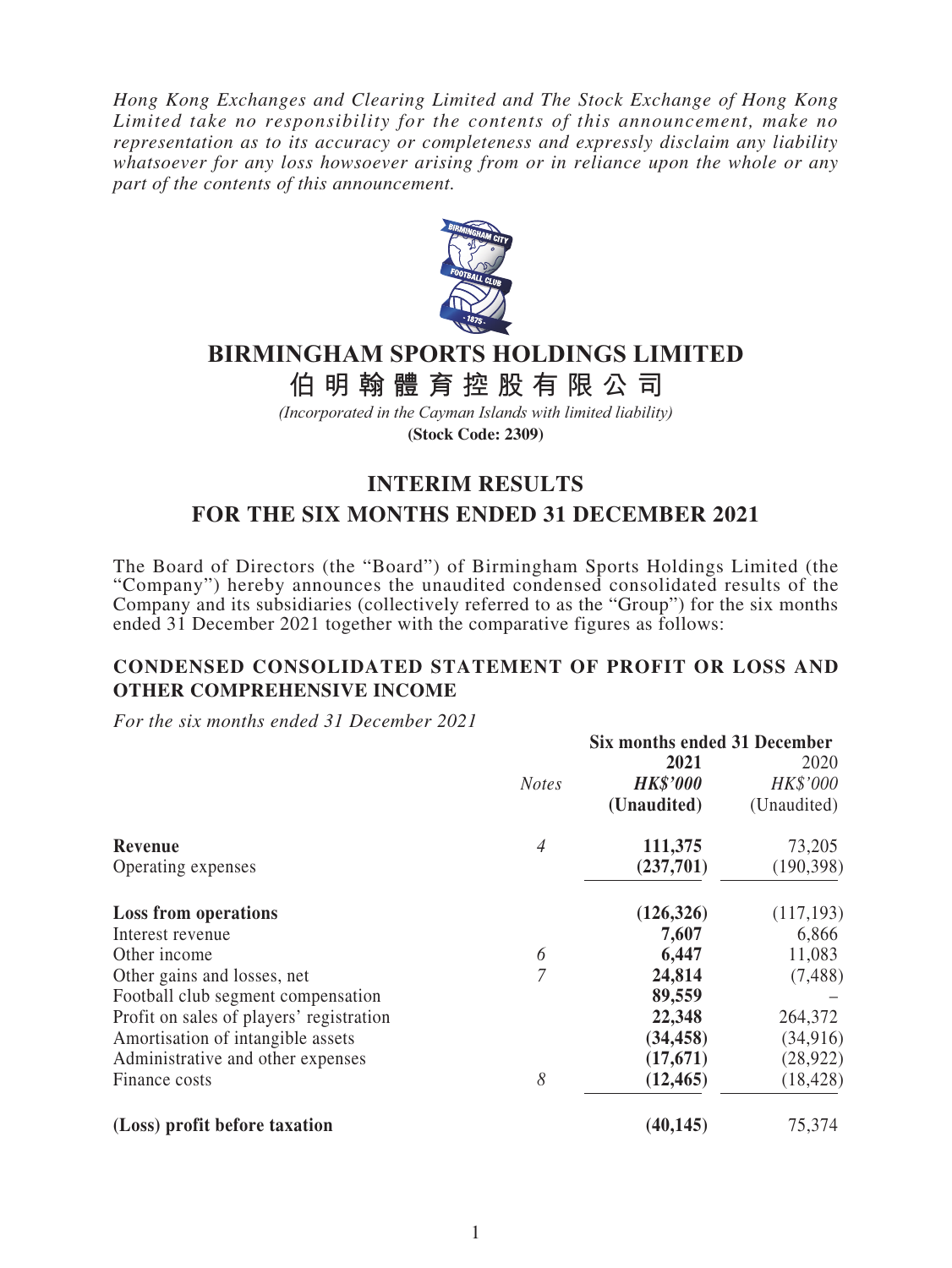*Hong Kong Exchanges and Clearing Limited and The Stock Exchange of Hong Kong Limited take no responsibility for the contents of this announcement, make no representation as to its accuracy or completeness and expressly disclaim any liability whatsoever for any loss howsoever arising from or in reliance upon the whole or any part of the contents of this announcement.*

# BIRMINGHAM SPORTS HOLDINGS LIMITED

# 伯明翰體育控股有限公司

*(Incorporated in the Cayman Islands with limited liability)*

**(Stock Code: 2309)**

## INTERIM RESULTS
## FOR THE SIX MONTHS ENDED 31 DECEMBER 2021

The Board of Directors (the "Board") of Birmingham Sports Holdings Limited (the "Company") hereby announces the unaudited condensed consolidated results of the Company and its subsidiaries (collectively referred to as the "Group") for the six months ended 31 December 2021 together with the comparative figures as follows:

### CONDENSED CONSOLIDATED STATEMENT OF PROFIT OR LOSS AND OTHER COMPREHENSIVE INCOME

*For the six months ended 31 December 2021*

| | | Six months ended 31 December | |
|---|---|---|---|
| | *Notes* | **2021** | 2020 |
| | | ***HK$'000*** | *HK$'000* |
| | | **(Unaudited)** | (Unaudited) |
| **Revenue** | *4* | **111,375** | 73,205 |
| Operating expenses | | **(237,701)** | (190,398) |
| **Loss from operations** | | **(126,326)** | (117,193) |
| Interest revenue | | **7,607** | 6,866 |
| Other income | *6* | **6,447** | 11,083 |
| Other gains and losses, net | *7* | **24,814** | (7,488) |
| Football club segment compensation | | **89,559** | – |
| Profit on sales of players' registration | | **22,348** | 264,372 |
| Amortisation of intangible assets | | **(34,458)** | (34,916) |
| Administrative and other expenses | | **(17,671)** | (28,922) |
| Finance costs | *8* | **(12,465)** | (18,428) |
| **(Loss) profit before taxation** | | **(40,145)** | 75,374 |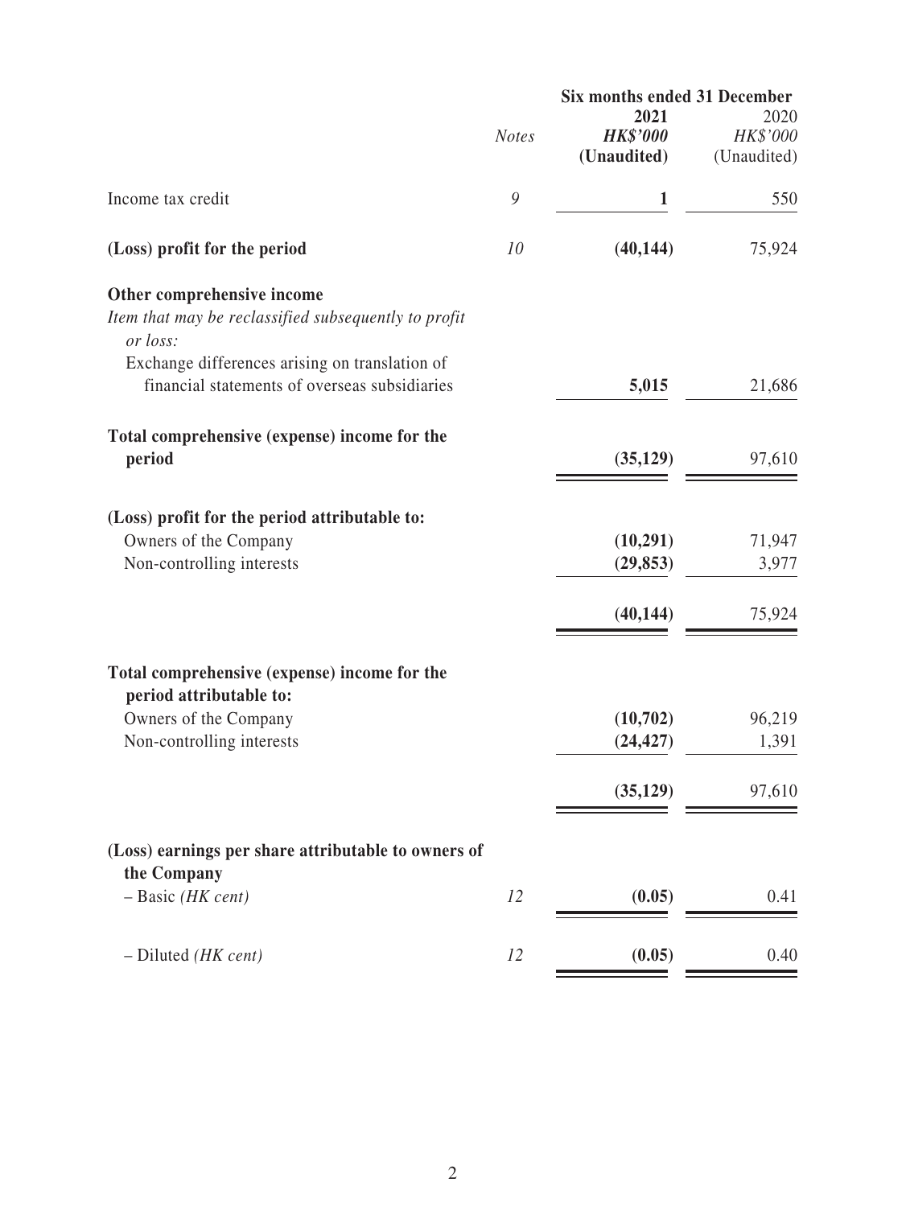| | *Notes* | Six months ended 31 December | |
|---|---|---|---|
| | | **2021** | 2020 |
| | | ***HK$'000*** | *HK$'000* |
| | | **(Unaudited)** | (Unaudited) |
| Income tax credit | *9* | **1** | 550 |
| **(Loss) profit for the period** | *10* | **(40,144)** | 75,924 |
| **Other comprehensive income** | | | |
| *Item that may be reclassified subsequently to profit or loss:* | | | |
| Exchange differences arising on translation of financial statements of overseas subsidiaries | | **5,015** | 21,686 |
| **Total comprehensive (expense) income for the period** | | **(35,129)** | 97,610 |
| **(Loss) profit for the period attributable to:** | | | |
| Owners of the Company | | **(10,291)** | 71,947 |
| Non-controlling interests | | **(29,853)** | 3,977 |
| | | **(40,144)** | 75,924 |
| **Total comprehensive (expense) income for the period attributable to:** | | | |
| Owners of the Company | | **(10,702)** | 96,219 |
| Non-controlling interests | | **(24,427)** | 1,391 |
| | | **(35,129)** | 97,610 |
| **(Loss) earnings per share attributable to owners of the Company** | | | |
| – Basic *(HK cent)* | *12* | **(0.05)** | 0.41 |
| – Diluted *(HK cent)* | *12* | **(0.05)** | 0.40 |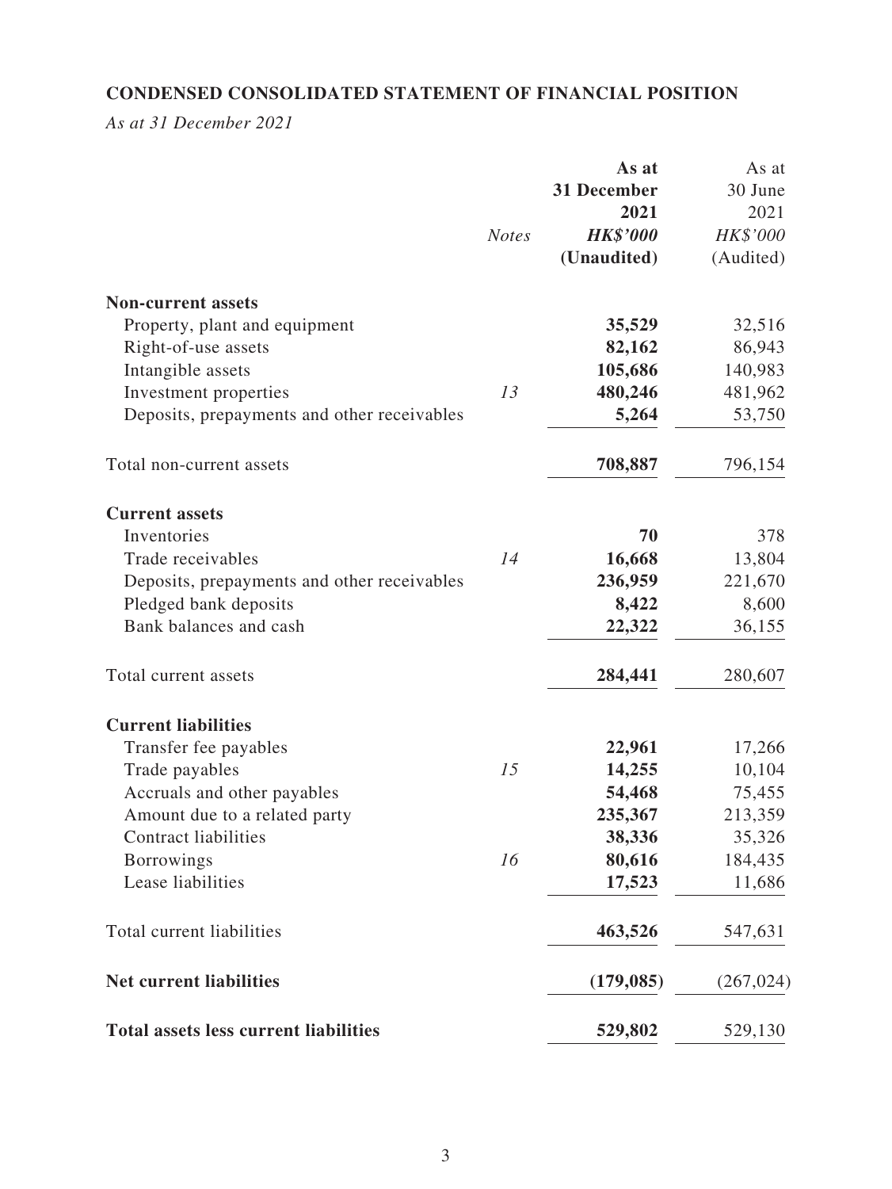## CONDENSED CONSOLIDATED STATEMENT OF FINANCIAL POSITION

*As at 31 December 2021*

| | *Notes* | **As at 31 December 2021** | As at 30 June 2021 |
|---|---|---|---|
| | | ***HK$'000*** | *HK$'000* |
| | | **(Unaudited)** | (Audited) |
| **Non-current assets** | | | |
| Property, plant and equipment | | **35,529** | 32,516 |
| Right-of-use assets | | **82,162** | 86,943 |
| Intangible assets | | **105,686** | 140,983 |
| Investment properties | *13* | **480,246** | 481,962 |
| Deposits, prepayments and other receivables | | **5,264** | 53,750 |
| Total non-current assets | | **708,887** | 796,154 |
| **Current assets** | | | |
| Inventories | | **70** | 378 |
| Trade receivables | *14* | **16,668** | 13,804 |
| Deposits, prepayments and other receivables | | **236,959** | 221,670 |
| Pledged bank deposits | | **8,422** | 8,600 |
| Bank balances and cash | | **22,322** | 36,155 |
| Total current assets | | **284,441** | 280,607 |
| **Current liabilities** | | | |
| Transfer fee payables | | **22,961** | 17,266 |
| Trade payables | *15* | **14,255** | 10,104 |
| Accruals and other payables | | **54,468** | 75,455 |
| Amount due to a related party | | **235,367** | 213,359 |
| Contract liabilities | | **38,336** | 35,326 |
| Borrowings | *16* | **80,616** | 184,435 |
| Lease liabilities | | **17,523** | 11,686 |
| Total current liabilities | | **463,526** | 547,631 |
| **Net current liabilities** | | **(179,085)** | (267,024) |
| **Total assets less current liabilities** | | **529,802** | 529,130 |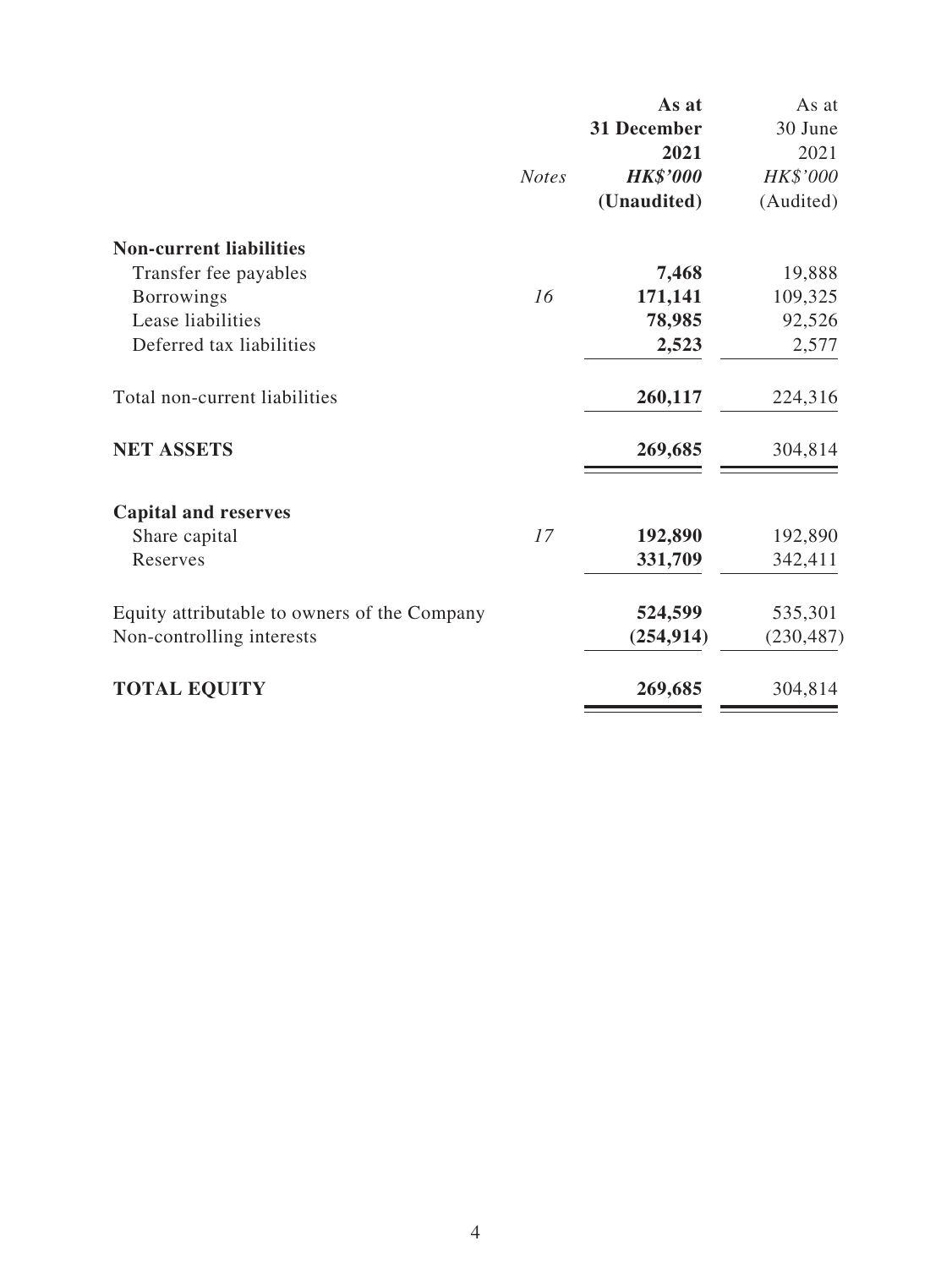|  | *Notes* | **As at 31 December 2021** ***HK$'000*** **(Unaudited)** | As at 30 June 2021 *HK$'000* (Audited) |
|---|---|---|---|
| **Non-current liabilities** | | | |
| Transfer fee payables | | **7,468** | 19,888 |
| Borrowings | *16* | **171,141** | 109,325 |
| Lease liabilities | | **78,985** | 92,526 |
| Deferred tax liabilities | | **2,523** | 2,577 |
| Total non-current liabilities | | **260,117** | 224,316 |
| **NET ASSETS** | | **269,685** | 304,814 |
| **Capital and reserves** | | | |
| Share capital | *17* | **192,890** | 192,890 |
| Reserves | | **331,709** | 342,411 |
| Equity attributable to owners of the Company | | **524,599** | 535,301 |
| Non-controlling interests | | **(254,914)** | (230,487) |
| **TOTAL EQUITY** | | **269,685** | 304,814 |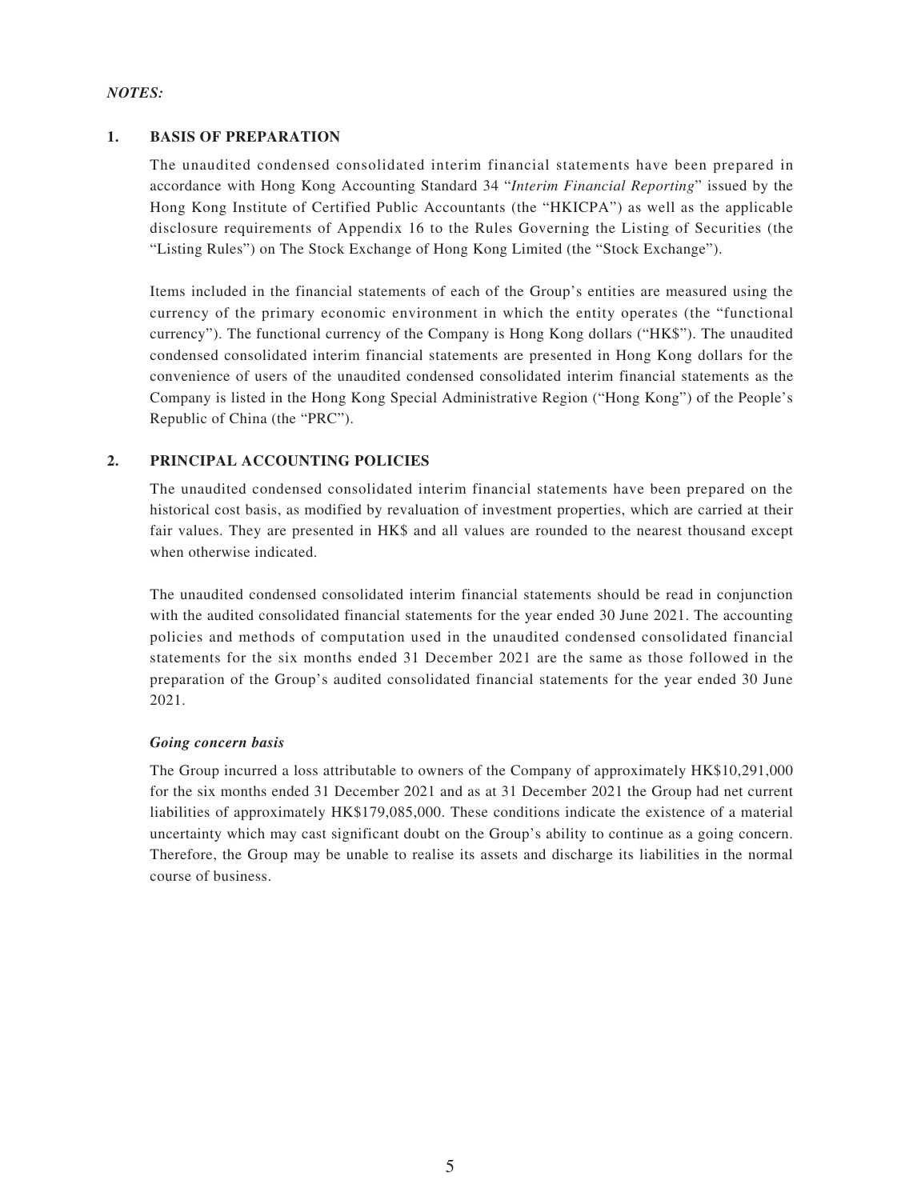***NOTES:***

## 1. BASIS OF PREPARATION

The unaudited condensed consolidated interim financial statements have been prepared in accordance with Hong Kong Accounting Standard 34 "*Interim Financial Reporting*" issued by the Hong Kong Institute of Certified Public Accountants (the "HKICPA") as well as the applicable disclosure requirements of Appendix 16 to the Rules Governing the Listing of Securities (the "Listing Rules") on The Stock Exchange of Hong Kong Limited (the "Stock Exchange").

Items included in the financial statements of each of the Group's entities are measured using the currency of the primary economic environment in which the entity operates (the "functional currency"). The functional currency of the Company is Hong Kong dollars ("HK$"). The unaudited condensed consolidated interim financial statements are presented in Hong Kong dollars for the convenience of users of the unaudited condensed consolidated interim financial statements as the Company is listed in the Hong Kong Special Administrative Region ("Hong Kong") of the People's Republic of China (the "PRC").

## 2. PRINCIPAL ACCOUNTING POLICIES

The unaudited condensed consolidated interim financial statements have been prepared on the historical cost basis, as modified by revaluation of investment properties, which are carried at their fair values. They are presented in HK$ and all values are rounded to the nearest thousand except when otherwise indicated.

The unaudited condensed consolidated interim financial statements should be read in conjunction with the audited consolidated financial statements for the year ended 30 June 2021. The accounting policies and methods of computation used in the unaudited condensed consolidated financial statements for the six months ended 31 December 2021 are the same as those followed in the preparation of the Group's audited consolidated financial statements for the year ended 30 June 2021.

***Going concern basis***

The Group incurred a loss attributable to owners of the Company of approximately HK$10,291,000 for the six months ended 31 December 2021 and as at 31 December 2021 the Group had net current liabilities of approximately HK$179,085,000. These conditions indicate the existence of a material uncertainty which may cast significant doubt on the Group's ability to continue as a going concern. Therefore, the Group may be unable to realise its assets and discharge its liabilities in the normal course of business.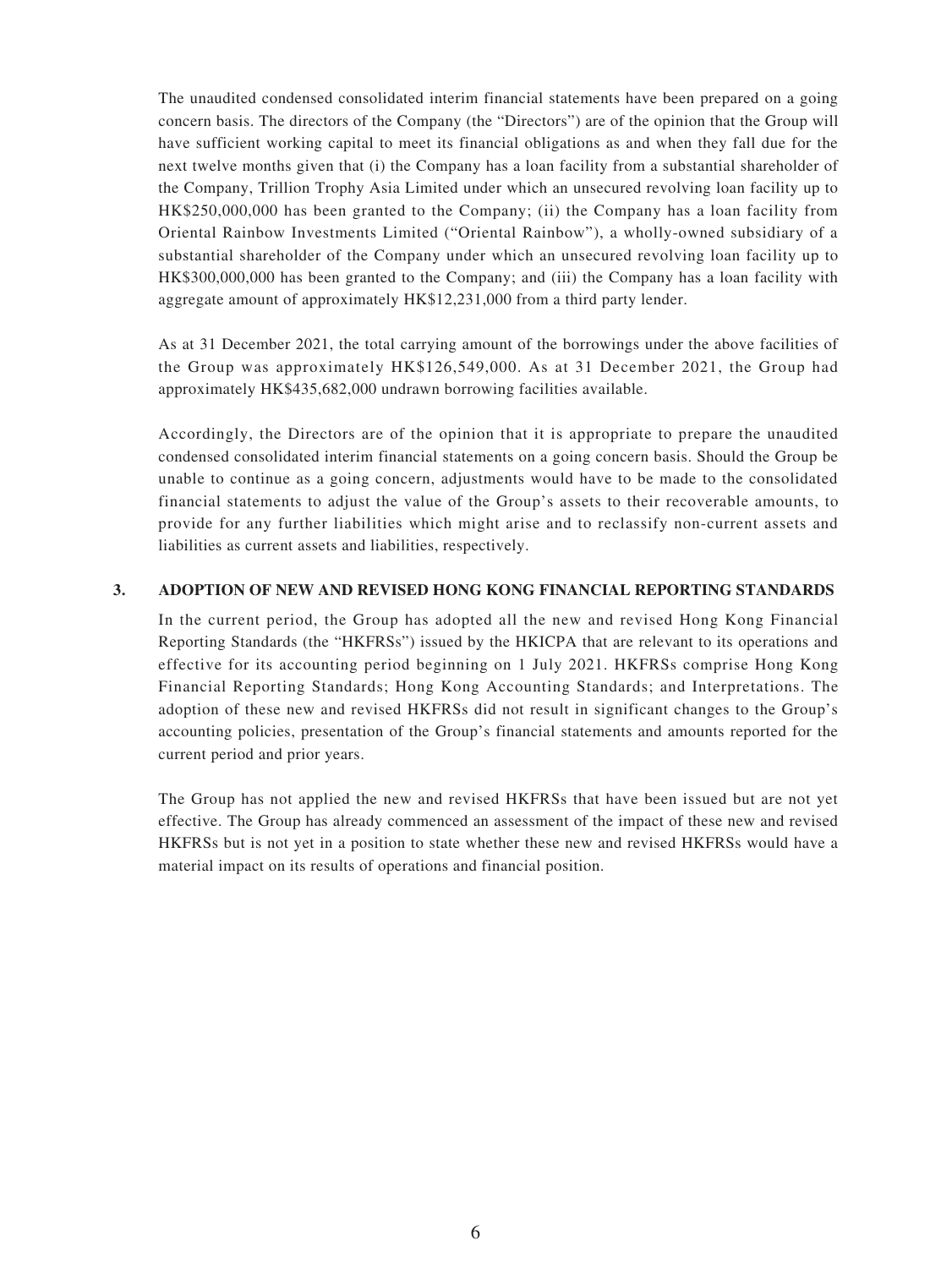The unaudited condensed consolidated interim financial statements have been prepared on a going concern basis. The directors of the Company (the "Directors") are of the opinion that the Group will have sufficient working capital to meet its financial obligations as and when they fall due for the next twelve months given that (i) the Company has a loan facility from a substantial shareholder of the Company, Trillion Trophy Asia Limited under which an unsecured revolving loan facility up to HK$250,000,000 has been granted to the Company; (ii) the Company has a loan facility from Oriental Rainbow Investments Limited ("Oriental Rainbow"), a wholly-owned subsidiary of a substantial shareholder of the Company under which an unsecured revolving loan facility up to HK$300,000,000 has been granted to the Company; and (iii) the Company has a loan facility with aggregate amount of approximately HK$12,231,000 from a third party lender.

As at 31 December 2021, the total carrying amount of the borrowings under the above facilities of the Group was approximately HK$126,549,000. As at 31 December 2021, the Group had approximately HK$435,682,000 undrawn borrowing facilities available.

Accordingly, the Directors are of the opinion that it is appropriate to prepare the unaudited condensed consolidated interim financial statements on a going concern basis. Should the Group be unable to continue as a going concern, adjustments would have to be made to the consolidated financial statements to adjust the value of the Group's assets to their recoverable amounts, to provide for any further liabilities which might arise and to reclassify non-current assets and liabilities as current assets and liabilities, respectively.

## 3. ADOPTION OF NEW AND REVISED HONG KONG FINANCIAL REPORTING STANDARDS

In the current period, the Group has adopted all the new and revised Hong Kong Financial Reporting Standards (the "HKFRSs") issued by the HKICPA that are relevant to its operations and effective for its accounting period beginning on 1 July 2021. HKFRSs comprise Hong Kong Financial Reporting Standards; Hong Kong Accounting Standards; and Interpretations. The adoption of these new and revised HKFRSs did not result in significant changes to the Group's accounting policies, presentation of the Group's financial statements and amounts reported for the current period and prior years.

The Group has not applied the new and revised HKFRSs that have been issued but are not yet effective. The Group has already commenced an assessment of the impact of these new and revised HKFRSs but is not yet in a position to state whether these new and revised HKFRSs would have a material impact on its results of operations and financial position.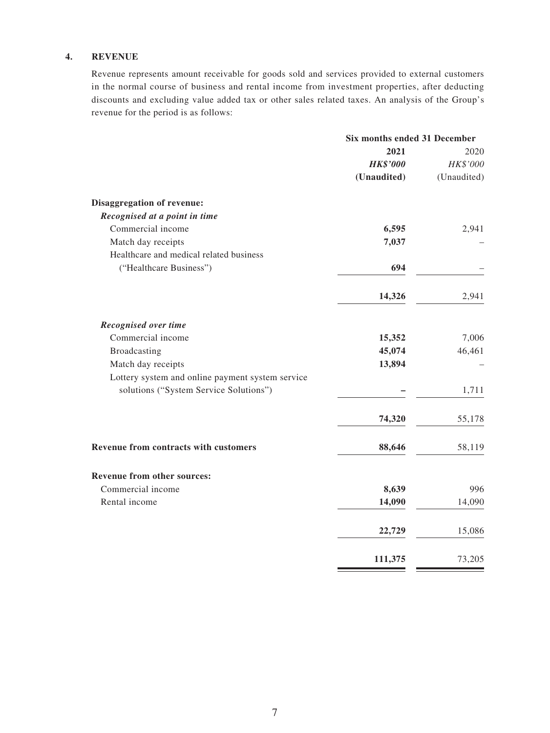## 4. REVENUE

Revenue represents amount receivable for goods sold and services provided to external customers in the normal course of business and rental income from investment properties, after deducting discounts and excluding value added tax or other sales related taxes. An analysis of the Group's revenue for the period is as follows:

| | Six months ended 31 December | |
|---|---|---|
| | **2021** | 2020 |
| | ***HK$'000*** | *HK$'000* |
| | **(Unaudited)** | (Unaudited) |
| **Disaggregation of revenue:** | | |
| ***Recognised at a point in time*** | | |
| Commercial income | **6,595** | 2,941 |
| Match day receipts | **7,037** | – |
| Healthcare and medical related business ("Healthcare Business") | **694** | – |
| | **14,326** | 2,941 |
| ***Recognised over time*** | | |
| Commercial income | **15,352** | 7,006 |
| Broadcasting | **45,074** | 46,461 |
| Match day receipts | **13,894** | – |
| Lottery system and online payment system service solutions ("System Service Solutions") | **–** | 1,711 |
| | **74,320** | 55,178 |
| **Revenue from contracts with customers** | **88,646** | 58,119 |
| **Revenue from other sources:** | | |
| Commercial income | **8,639** | 996 |
| Rental income | **14,090** | 14,090 |
| | **22,729** | 15,086 |
| | **111,375** | 73,205 |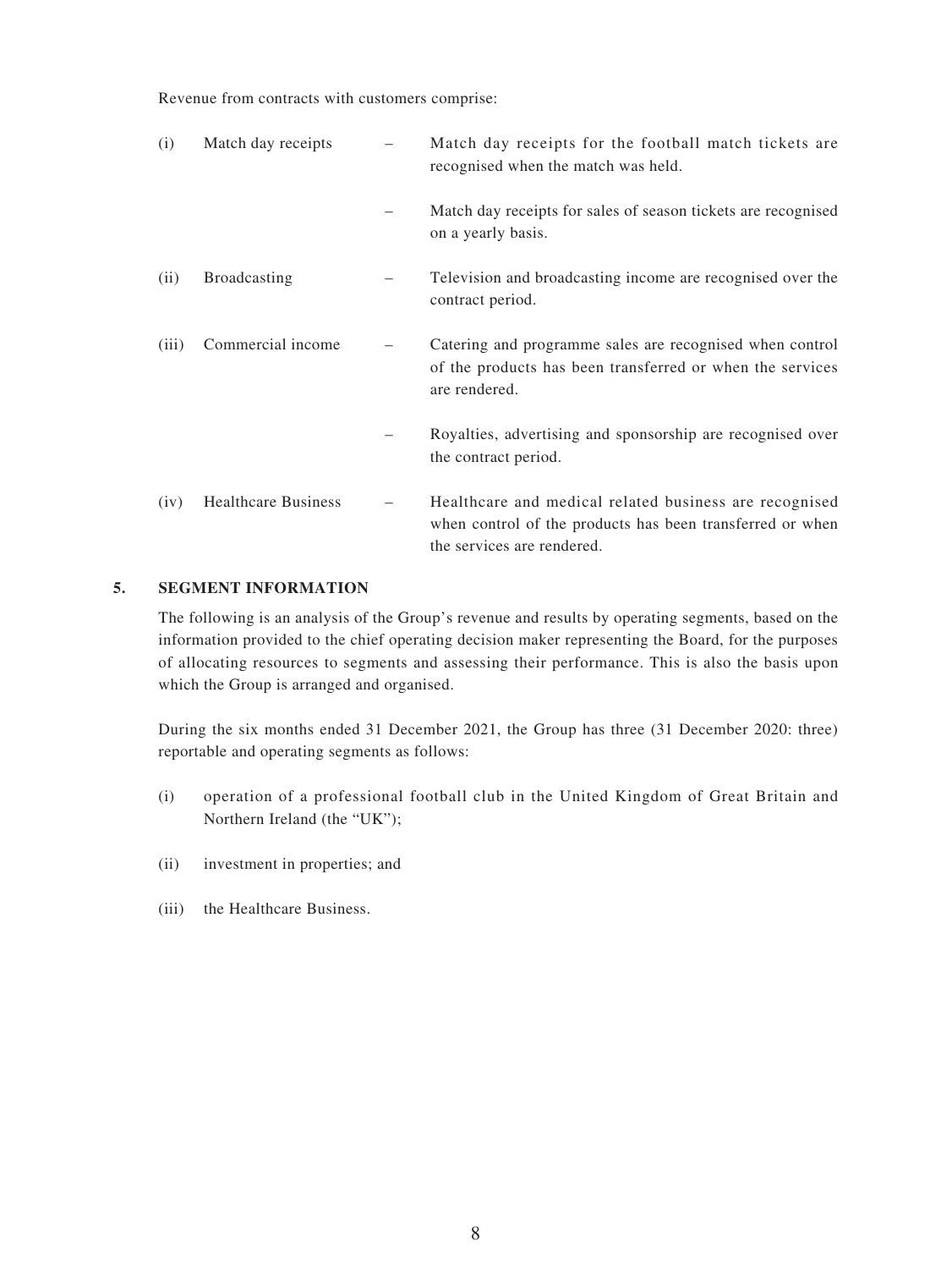Revenue from contracts with customers comprise:

(i) Match day receipts
- Match day receipts for the football match tickets are recognised when the match was held.
- Match day receipts for sales of season tickets are recognised on a yearly basis.

(ii) Broadcasting
- Television and broadcasting income are recognised over the contract period.

(iii) Commercial income
- Catering and programme sales are recognised when control of the products has been transferred or when the services are rendered.
- Royalties, advertising and sponsorship are recognised over the contract period.

(iv) Healthcare Business
- Healthcare and medical related business are recognised when control of the products has been transferred or when the services are rendered.

## 5. SEGMENT INFORMATION

The following is an analysis of the Group's revenue and results by operating segments, based on the information provided to the chief operating decision maker representing the Board, for the purposes of allocating resources to segments and assessing their performance. This is also the basis upon which the Group is arranged and organised.

During the six months ended 31 December 2021, the Group has three (31 December 2020: three) reportable and operating segments as follows:

(i) operation of a professional football club in the United Kingdom of Great Britain and Northern Ireland (the "UK");

(ii) investment in properties; and

(iii) the Healthcare Business.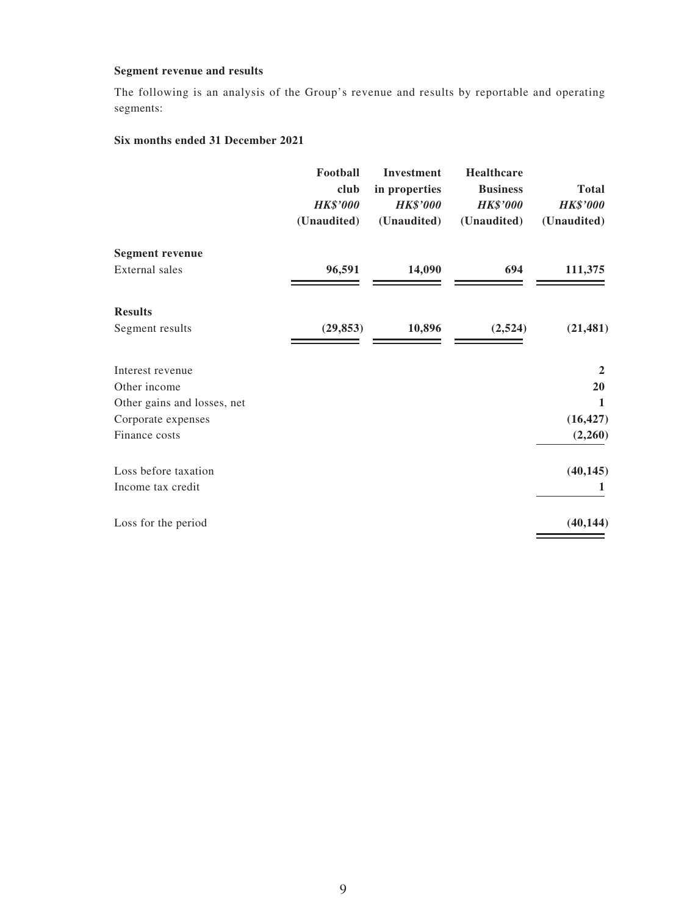**Segment revenue and results**

The following is an analysis of the Group's revenue and results by reportable and operating segments:

**Six months ended 31 December 2021**

| | Football club | Investment in properties | Healthcare Business | Total |
|---|---|---|---|---|
| | *HK$'000* | *HK$'000* | *HK$'000* | *HK$'000* |
| | (Unaudited) | (Unaudited) | (Unaudited) | (Unaudited) |
| **Segment revenue** | | | | |
| External sales | **96,591** | **14,090** | **694** | **111,375** |
| **Results** | | | | |
| Segment results | **(29,853)** | **10,896** | **(2,524)** | **(21,481)** |
| Interest revenue | | | | **2** |
| Other income | | | | **20** |
| Other gains and losses, net | | | | **1** |
| Corporate expenses | | | | **(16,427)** |
| Finance costs | | | | **(2,260)** |
| Loss before taxation | | | | **(40,145)** |
| Income tax credit | | | | **1** |
| Loss for the period | | | | **(40,144)** |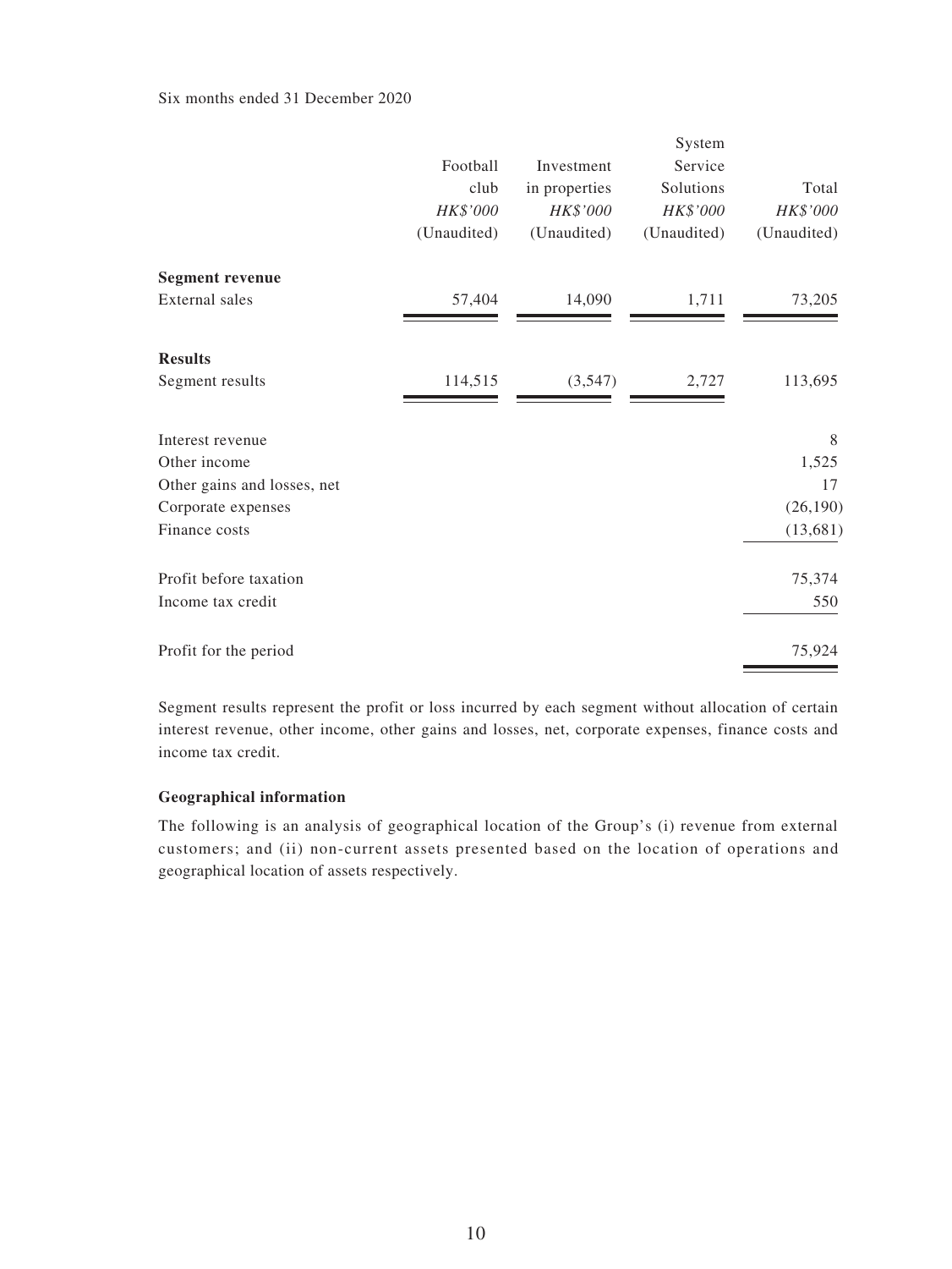Six months ended 31 December 2020

| | Football club<br>*HK$'000*<br>(Unaudited) | Investment in properties<br>*HK$'000*<br>(Unaudited) | System Service Solutions<br>*HK$'000*<br>(Unaudited) | Total<br>*HK$'000*<br>(Unaudited) |
|---|---|---|---|---|
| **Segment revenue** | | | | |
| External sales | 57,404 | 14,090 | 1,711 | 73,205 |
| **Results** | | | | |
| Segment results | 114,515 | (3,547) | 2,727 | 113,695 |
| Interest revenue | | | | 8 |
| Other income | | | | 1,525 |
| Other gains and losses, net | | | | 17 |
| Corporate expenses | | | | (26,190) |
| Finance costs | | | | (13,681) |
| Profit before taxation | | | | 75,374 |
| Income tax credit | | | | 550 |
| Profit for the period | | | | 75,924 |

Segment results represent the profit or loss incurred by each segment without allocation of certain interest revenue, other income, other gains and losses, net, corporate expenses, finance costs and income tax credit.

**Geographical information**

The following is an analysis of geographical location of the Group's (i) revenue from external customers; and (ii) non-current assets presented based on the location of operations and geographical location of assets respectively.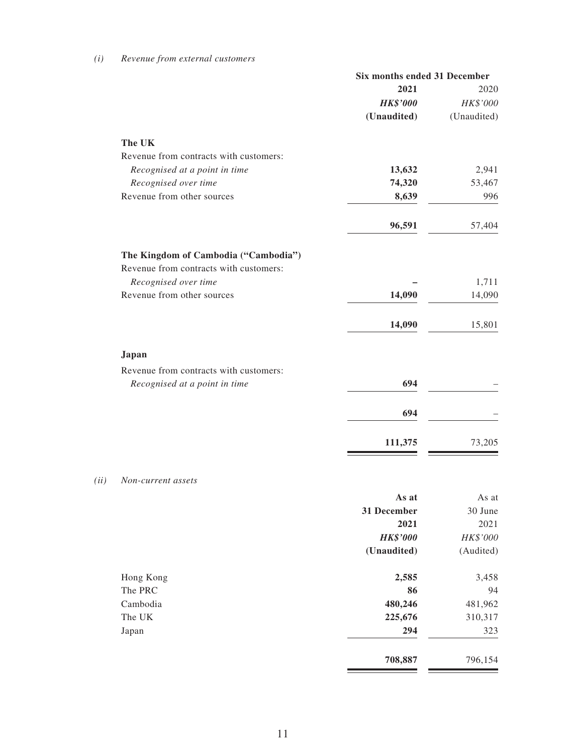*(i) Revenue from external customers*

| | Six months ended 31 December | |
|---|---|---|
| | **2021** | 2020 |
| | ***HK$'000*** | *HK$'000* |
| | **(Unaudited)** | (Unaudited) |
| **The UK** | | |
| Revenue from contracts with customers: | | |
| *Recognised at a point in time* | **13,632** | 2,941 |
| *Recognised over time* | **74,320** | 53,467 |
| Revenue from other sources | **8,639** | 996 |
| | **96,591** | 57,404 |
| **The Kingdom of Cambodia ("Cambodia")** | | |
| Revenue from contracts with customers: | | |
| *Recognised over time* | **–** | 1,711 |
| Revenue from other sources | **14,090** | 14,090 |
| | **14,090** | 15,801 |
| **Japan** | | |
| Revenue from contracts with customers: | | |
| *Recognised at a point in time* | **694** | – |
| | **694** | – |
| | **111,375** | 73,205 |

*(ii) Non-current assets*

| | **As at 31 December 2021** | As at 30 June 2021 |
|---|---|---|
| | ***HK$'000*** | *HK$'000* |
| | **(Unaudited)** | (Audited) |
| Hong Kong | **2,585** | 3,458 |
| The PRC | **86** | 94 |
| Cambodia | **480,246** | 481,962 |
| The UK | **225,676** | 310,317 |
| Japan | **294** | 323 |
| | **708,887** | 796,154 |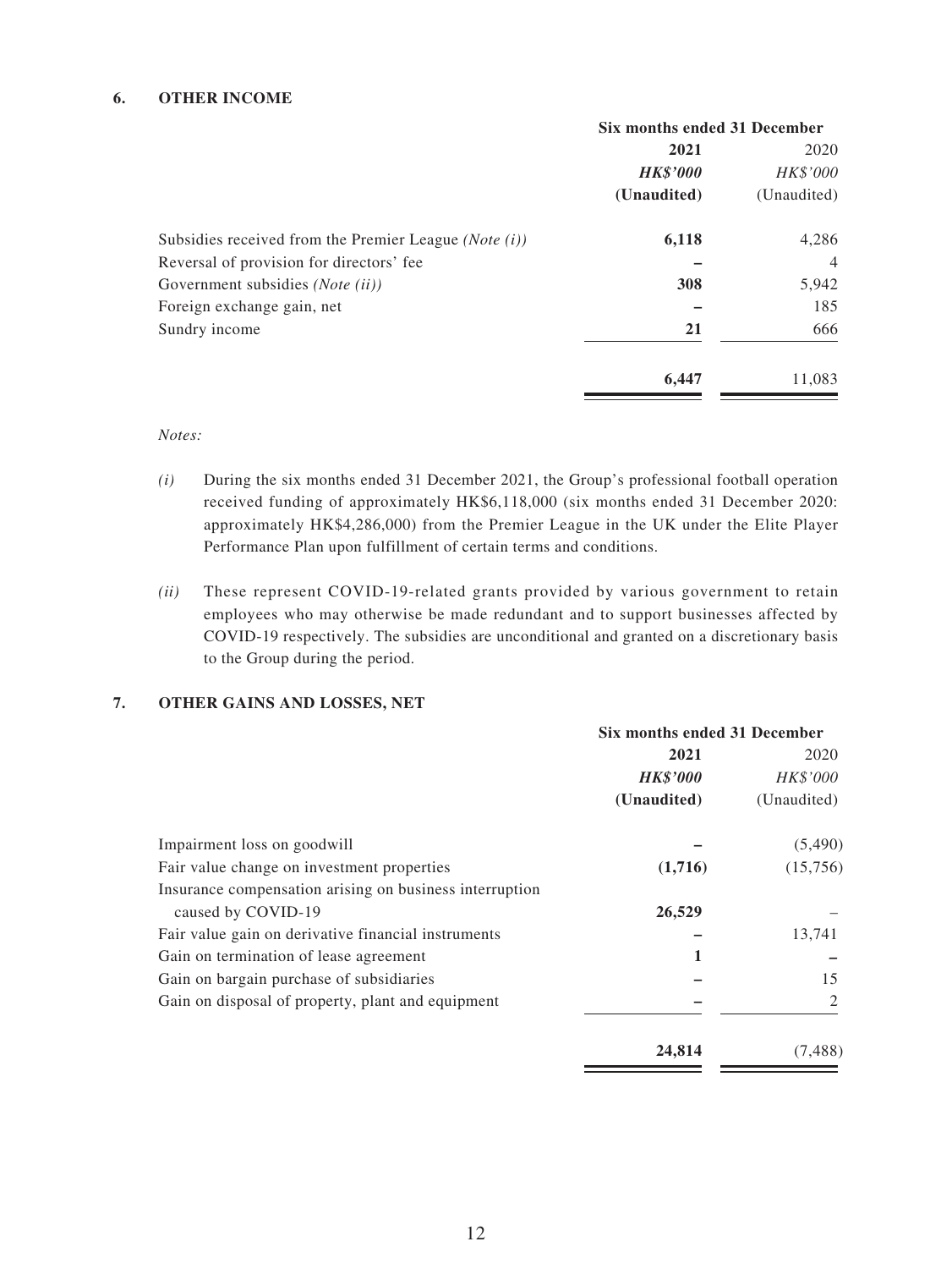## 6. OTHER INCOME

| | Six months ended 31 December | |
|---|---|---|
| | **2021** | 2020 |
| | ***HK$'000*** | *HK$'000* |
| | **(Unaudited)** | (Unaudited) |
| Subsidies received from the Premier League *(Note (i))* | **6,118** | 4,286 |
| Reversal of provision for directors' fee | **–** | 4 |
| Government subsidies *(Note (ii))* | **308** | 5,942 |
| Foreign exchange gain, net | **–** | 185 |
| Sundry income | **21** | 666 |
| | **6,447** | 11,083 |

*Notes:*

*(i)* During the six months ended 31 December 2021, the Group's professional football operation received funding of approximately HK$6,118,000 (six months ended 31 December 2020: approximately HK$4,286,000) from the Premier League in the UK under the Elite Player Performance Plan upon fulfillment of certain terms and conditions.

*(ii)* These represent COVID-19-related grants provided by various government to retain employees who may otherwise be made redundant and to support businesses affected by COVID-19 respectively. The subsidies are unconditional and granted on a discretionary basis to the Group during the period.

## 7. OTHER GAINS AND LOSSES, NET

| | Six months ended 31 December | |
|---|---|---|
| | **2021** | 2020 |
| | ***HK$'000*** | *HK$'000* |
| | **(Unaudited)** | (Unaudited) |
| Impairment loss on goodwill | **–** | (5,490) |
| Fair value change on investment properties | **(1,716)** | (15,756) |
| Insurance compensation arising on business interruption caused by COVID-19 | **26,529** | – |
| Fair value gain on derivative financial instruments | **–** | 13,741 |
| Gain on termination of lease agreement | **1** | **–** |
| Gain on bargain purchase of subsidiaries | **–** | 15 |
| Gain on disposal of property, plant and equipment | **–** | 2 |
| | **24,814** | (7,488) |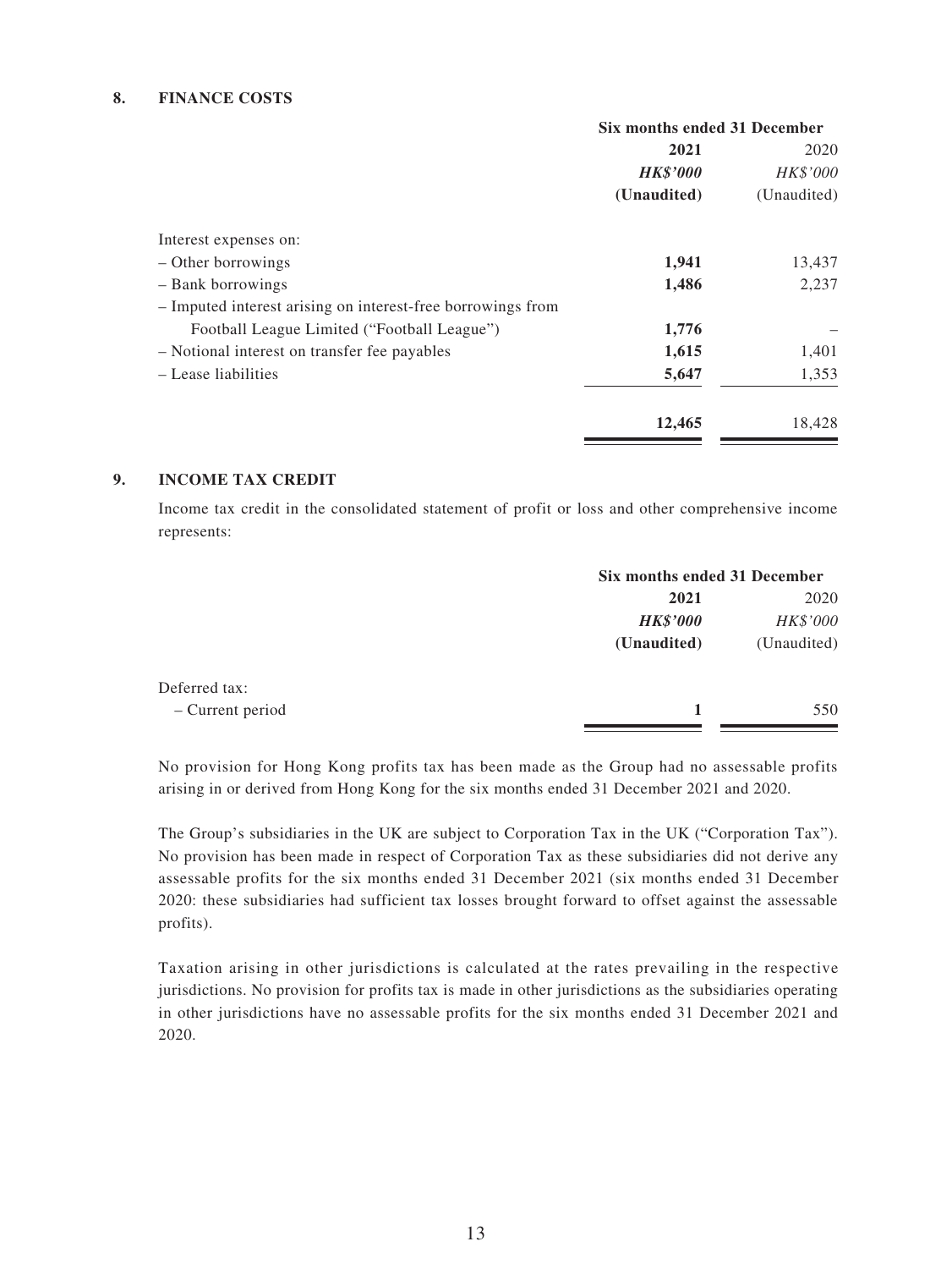## 8. FINANCE COSTS

| | Six months ended 31 December | |
|---|---|---|
| | **2021** | 2020 |
| | ***HK$'000*** | *HK$'000* |
| | **(Unaudited)** | (Unaudited) |
| Interest expenses on: | | |
| – Other borrowings | **1,941** | 13,437 |
| – Bank borrowings | **1,486** | 2,237 |
| – Imputed interest arising on interest-free borrowings from Football League Limited ("Football League") | **1,776** | – |
| – Notional interest on transfer fee payables | **1,615** | 1,401 |
| – Lease liabilities | **5,647** | 1,353 |
| | **12,465** | 18,428 |

## 9. INCOME TAX CREDIT

Income tax credit in the consolidated statement of profit or loss and other comprehensive income represents:

| | Six months ended 31 December | |
|---|---|---|
| | **2021** | 2020 |
| | ***HK$'000*** | *HK$'000* |
| | **(Unaudited)** | (Unaudited) |
| Deferred tax: | | |
| – Current period | **1** | 550 |

No provision for Hong Kong profits tax has been made as the Group had no assessable profits arising in or derived from Hong Kong for the six months ended 31 December 2021 and 2020.

The Group's subsidiaries in the UK are subject to Corporation Tax in the UK ("Corporation Tax"). No provision has been made in respect of Corporation Tax as these subsidiaries did not derive any assessable profits for the six months ended 31 December 2021 (six months ended 31 December 2020: these subsidiaries had sufficient tax losses brought forward to offset against the assessable profits).

Taxation arising in other jurisdictions is calculated at the rates prevailing in the respective jurisdictions. No provision for profits tax is made in other jurisdictions as the subsidiaries operating in other jurisdictions have no assessable profits for the six months ended 31 December 2021 and 2020.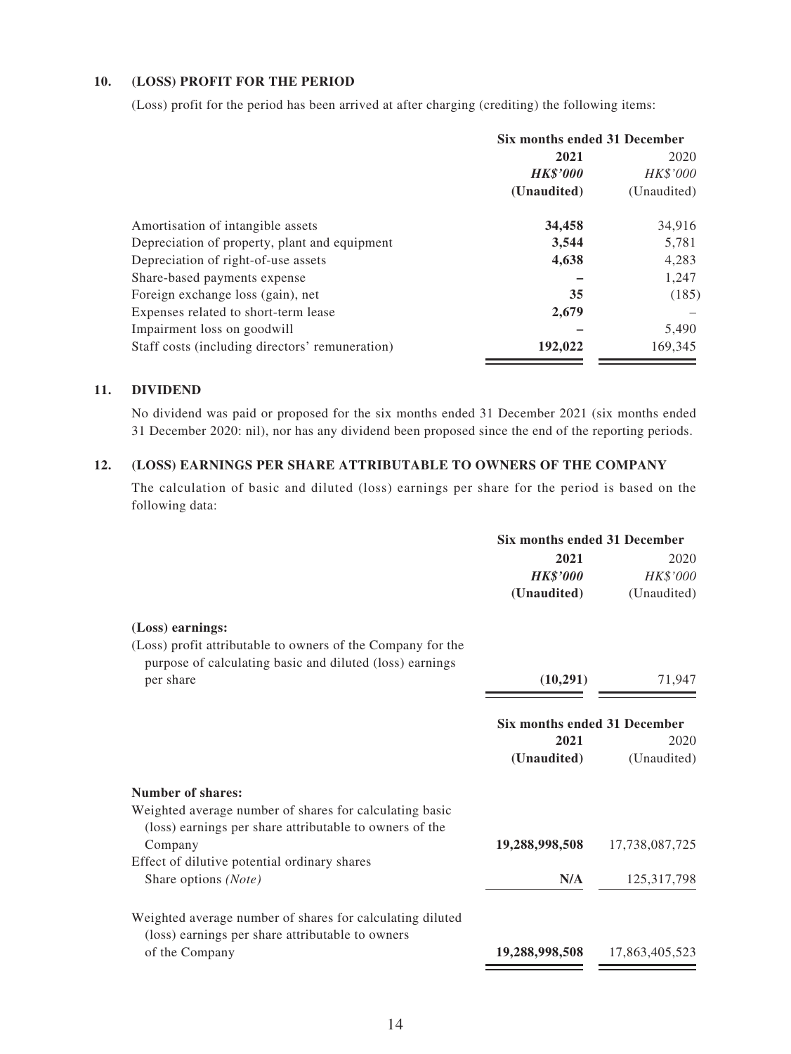## 10. (LOSS) PROFIT FOR THE PERIOD

(Loss) profit for the period has been arrived at after charging (crediting) the following items:

| | Six months ended 31 December | |
|---|---|---|
| | **2021** | 2020 |
| | ***HK$'000*** | *HK$'000* |
| | **(Unaudited)** | (Unaudited) |
| Amortisation of intangible assets | **34,458** | 34,916 |
| Depreciation of property, plant and equipment | **3,544** | 5,781 |
| Depreciation of right-of-use assets | **4,638** | 4,283 |
| Share-based payments expense | **–** | 1,247 |
| Foreign exchange loss (gain), net | **35** | (185) |
| Expenses related to short-term lease | **2,679** | – |
| Impairment loss on goodwill | **–** | 5,490 |
| Staff costs (including directors' remuneration) | **192,022** | 169,345 |

## 11. DIVIDEND

No dividend was paid or proposed for the six months ended 31 December 2021 (six months ended 31 December 2020: nil), nor has any dividend been proposed since the end of the reporting periods.

## 12. (LOSS) EARNINGS PER SHARE ATTRIBUTABLE TO OWNERS OF THE COMPANY

The calculation of basic and diluted (loss) earnings per share for the period is based on the following data:

| | Six months ended 31 December | |
|---|---|---|
| | **2021** | 2020 |
| | ***HK$'000*** | *HK$'000* |
| | **(Unaudited)** | (Unaudited) |
| **(Loss) earnings:** | | |
| (Loss) profit attributable to owners of the Company for the purpose of calculating basic and diluted (loss) earnings per share | **(10,291)** | 71,947 |

| | Six months ended 31 December | |
|---|---|---|
| | **2021** | 2020 |
| | **(Unaudited)** | (Unaudited) |
| **Number of shares:** | | |
| Weighted average number of shares for calculating basic (loss) earnings per share attributable to owners of the Company | **19,288,998,508** | 17,738,087,725 |
| Effect of dilutive potential ordinary shares | | |
| Share options *(Note)* | **N/A** | 125,317,798 |
| Weighted average number of shares for calculating diluted (loss) earnings per share attributable to owners of the Company | **19,288,998,508** | 17,863,405,523 |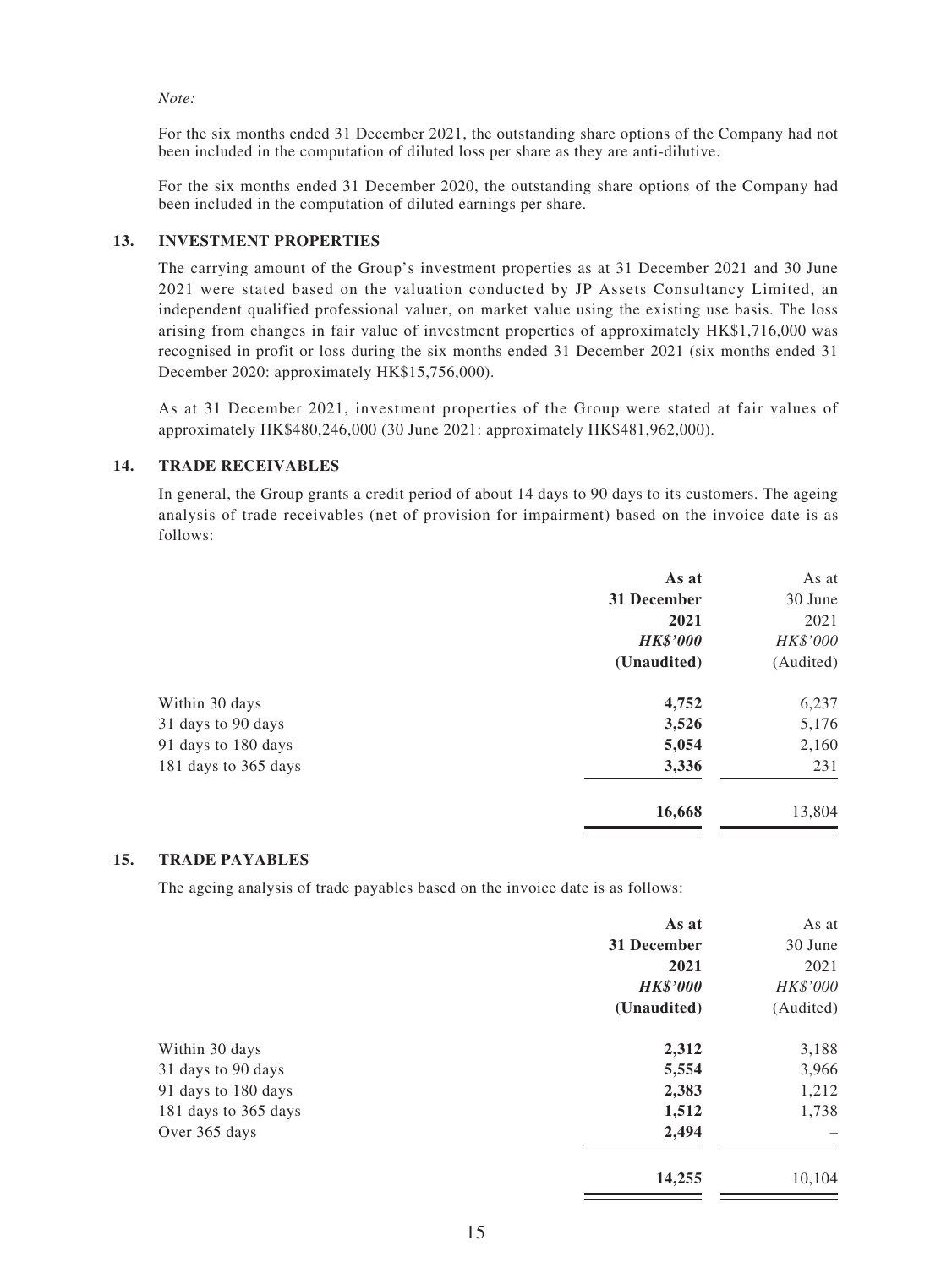*Note:*

For the six months ended 31 December 2021, the outstanding share options of the Company had not been included in the computation of diluted loss per share as they are anti-dilutive.

For the six months ended 31 December 2020, the outstanding share options of the Company had been included in the computation of diluted earnings per share.

## 13. INVESTMENT PROPERTIES

The carrying amount of the Group's investment properties as at 31 December 2021 and 30 June 2021 were stated based on the valuation conducted by JP Assets Consultancy Limited, an independent qualified professional valuer, on market value using the existing use basis. The loss arising from changes in fair value of investment properties of approximately HK$1,716,000 was recognised in profit or loss during the six months ended 31 December 2021 (six months ended 31 December 2020: approximately HK$15,756,000).

As at 31 December 2021, investment properties of the Group were stated at fair values of approximately HK$480,246,000 (30 June 2021: approximately HK$481,962,000).

## 14. TRADE RECEIVABLES

In general, the Group grants a credit period of about 14 days to 90 days to its customers. The ageing analysis of trade receivables (net of provision for impairment) based on the invoice date is as follows:

| | **As at 31 December 2021** | As at 30 June 2021 |
|---|---|---|
| | ***HK$'000*** | *HK$'000* |
| | **(Unaudited)** | (Audited) |
| Within 30 days | **4,752** | 6,237 |
| 31 days to 90 days | **3,526** | 5,176 |
| 91 days to 180 days | **5,054** | 2,160 |
| 181 days to 365 days | **3,336** | 231 |
| | **16,668** | 13,804 |

## 15. TRADE PAYABLES

The ageing analysis of trade payables based on the invoice date is as follows:

| | **As at 31 December 2021** | As at 30 June 2021 |
|---|---|---|
| | ***HK$'000*** | *HK$'000* |
| | **(Unaudited)** | (Audited) |
| Within 30 days | **2,312** | 3,188 |
| 31 days to 90 days | **5,554** | 3,966 |
| 91 days to 180 days | **2,383** | 1,212 |
| 181 days to 365 days | **1,512** | 1,738 |
| Over 365 days | **2,494** | – |
| | **14,255** | 10,104 |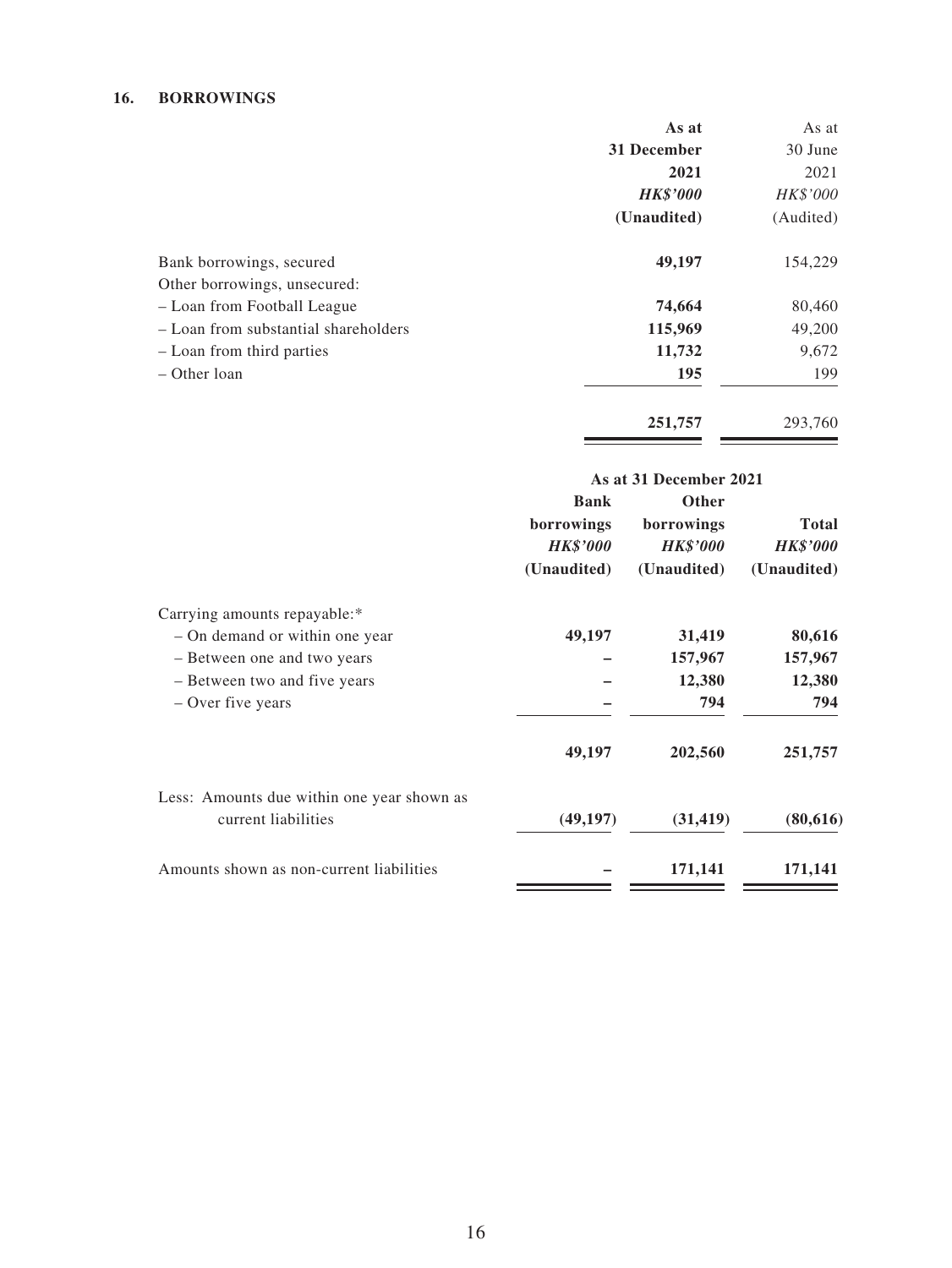## 16. BORROWINGS

| | **As at 31 December 2021** | As at 30 June 2021 |
|---|---|---|
| | ***HK$'000*** | *HK$'000* |
| | **(Unaudited)** | (Audited) |
| Bank borrowings, secured | **49,197** | 154,229 |
| Other borrowings, unsecured: | | |
| – Loan from Football League | **74,664** | 80,460 |
| – Loan from substantial shareholders | **115,969** | 49,200 |
| – Loan from third parties | **11,732** | 9,672 |
| – Other loan | **195** | 199 |
| | **251,757** | 293,760 |

| | **As at 31 December 2021** | | |
|---|---|---|---|
| | **Bank borrowings** | **Other borrowings** | **Total** |
| | ***HK$'000*** | ***HK$'000*** | ***HK$'000*** |
| | **(Unaudited)** | **(Unaudited)** | **(Unaudited)** |
| Carrying amounts repayable:* | | | |
| – On demand or within one year | **49,197** | **31,419** | **80,616** |
| – Between one and two years | **–** | **157,967** | **157,967** |
| – Between two and five years | **–** | **12,380** | **12,380** |
| – Over five years | **–** | **794** | **794** |
| | **49,197** | **202,560** | **251,757** |
| Less: Amounts due within one year shown as current liabilities | **(49,197)** | **(31,419)** | **(80,616)** |
| Amounts shown as non-current liabilities | **–** | **171,141** | **171,141** |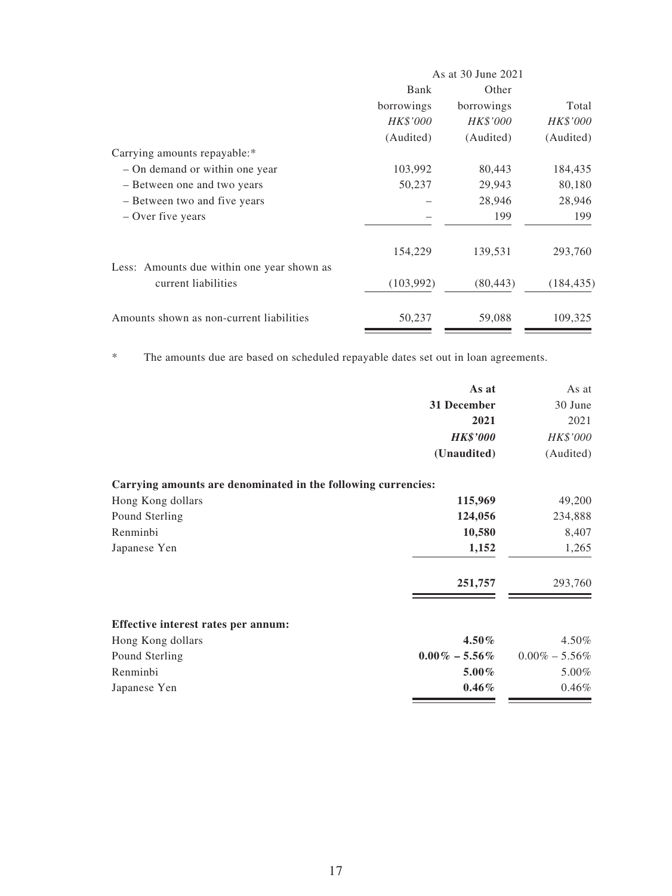| | As at 30 June 2021 | | |
|---|---|---|---|
| | Bank borrowings | Other borrowings | Total |
| | *HK$'000* | *HK$'000* | *HK$'000* |
| | (Audited) | (Audited) | (Audited) |
| Carrying amounts repayable:* | | | |
| – On demand or within one year | 103,992 | 80,443 | 184,435 |
| – Between one and two years | 50,237 | 29,943 | 80,180 |
| – Between two and five years | – | 28,946 | 28,946 |
| – Over five years | – | 199 | 199 |
| | 154,229 | 139,531 | 293,760 |
| Less: Amounts due within one year shown as current liabilities | (103,992) | (80,443) | (184,435) |
| Amounts shown as non-current liabilities | 50,237 | 59,088 | 109,325 |

\* The amounts due are based on scheduled repayable dates set out in loan agreements.

| | **As at 31 December 2021** | As at 30 June 2021 |
|---|---|---|
| | ***HK$'000*** | *HK$'000* |
| | **(Unaudited)** | (Audited) |
| **Carrying amounts are denominated in the following currencies:** | | |
| Hong Kong dollars | **115,969** | 49,200 |
| Pound Sterling | **124,056** | 234,888 |
| Renminbi | **10,580** | 8,407 |
| Japanese Yen | **1,152** | 1,265 |
| | **251,757** | 293,760 |
| **Effective interest rates per annum:** | | |
| Hong Kong dollars | **4.50%** | 4.50% |
| Pound Sterling | **0.00% – 5.56%** | 0.00% – 5.56% |
| Renminbi | **5.00%** | 5.00% |
| Japanese Yen | **0.46%** | 0.46% |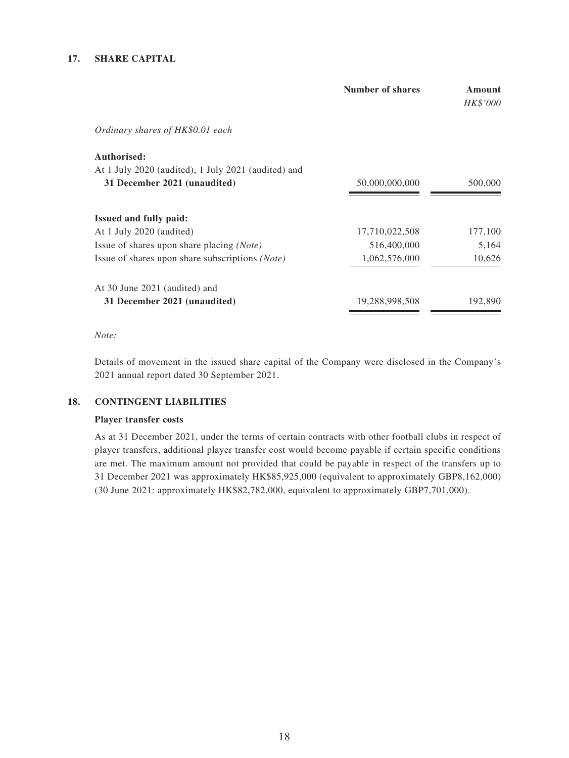## 17. SHARE CAPITAL

| | Number of shares | Amount |
|---|---|---|
| | | *HK$'000* |
| *Ordinary shares of HK$0.01 each* | | |
| **Authorised:** | | |
| At 1 July 2020 (audited), 1 July 2021 (audited) and **31 December 2021 (unaudited)** | 50,000,000,000 | 500,000 |
| **Issued and fully paid:** | | |
| At 1 July 2020 (audited) | 17,710,022,508 | 177,100 |
| Issue of shares upon share placing *(Note)* | 516,400,000 | 5,164 |
| Issue of shares upon share subscriptions *(Note)* | 1,062,576,000 | 10,626 |
| At 30 June 2021 (audited) and **31 December 2021 (unaudited)** | 19,288,998,508 | 192,890 |

*Note:*

Details of movement in the issued share capital of the Company were disclosed in the Company's 2021 annual report dated 30 September 2021.

## 18. CONTINGENT LIABILITIES

**Player transfer costs**

As at 31 December 2021, under the terms of certain contracts with other football clubs in respect of player transfers, additional player transfer cost would become payable if certain specific conditions are met. The maximum amount not provided that could be payable in respect of the transfers up to 31 December 2021 was approximately HK$85,925,000 (equivalent to approximately GBP8,162,000) (30 June 2021: approximately HK$82,782,000, equivalent to approximately GBP7,701,000).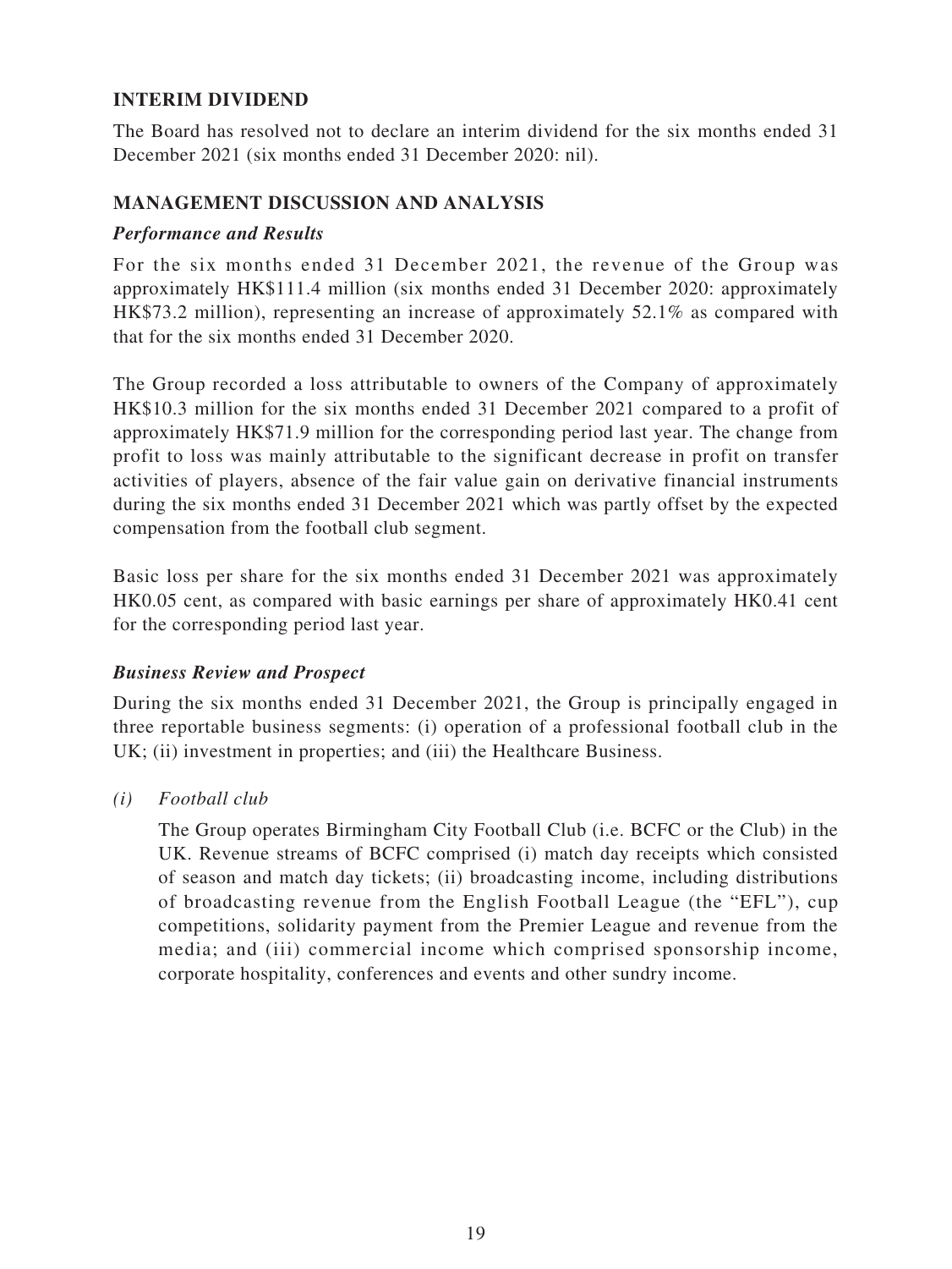## INTERIM DIVIDEND

The Board has resolved not to declare an interim dividend for the six months ended 31 December 2021 (six months ended 31 December 2020: nil).

## MANAGEMENT DISCUSSION AND ANALYSIS

### *Performance and Results*

For the six months ended 31 December 2021, the revenue of the Group was approximately HK$111.4 million (six months ended 31 December 2020: approximately HK$73.2 million), representing an increase of approximately 52.1% as compared with that for the six months ended 31 December 2020.

The Group recorded a loss attributable to owners of the Company of approximately HK$10.3 million for the six months ended 31 December 2021 compared to a profit of approximately HK$71.9 million for the corresponding period last year. The change from profit to loss was mainly attributable to the significant decrease in profit on transfer activities of players, absence of the fair value gain on derivative financial instruments during the six months ended 31 December 2021 which was partly offset by the expected compensation from the football club segment.

Basic loss per share for the six months ended 31 December 2021 was approximately HK0.05 cent, as compared with basic earnings per share of approximately HK0.41 cent for the corresponding period last year.

### *Business Review and Prospect*

During the six months ended 31 December 2021, the Group is principally engaged in three reportable business segments: (i) operation of a professional football club in the UK; (ii) investment in properties; and (iii) the Healthcare Business.

*(i) Football club*

The Group operates Birmingham City Football Club (i.e. BCFC or the Club) in the UK. Revenue streams of BCFC comprised (i) match day receipts which consisted of season and match day tickets; (ii) broadcasting income, including distributions of broadcasting revenue from the English Football League (the "EFL"), cup competitions, solidarity payment from the Premier League and revenue from the media; and (iii) commercial income which comprised sponsorship income, corporate hospitality, conferences and events and other sundry income.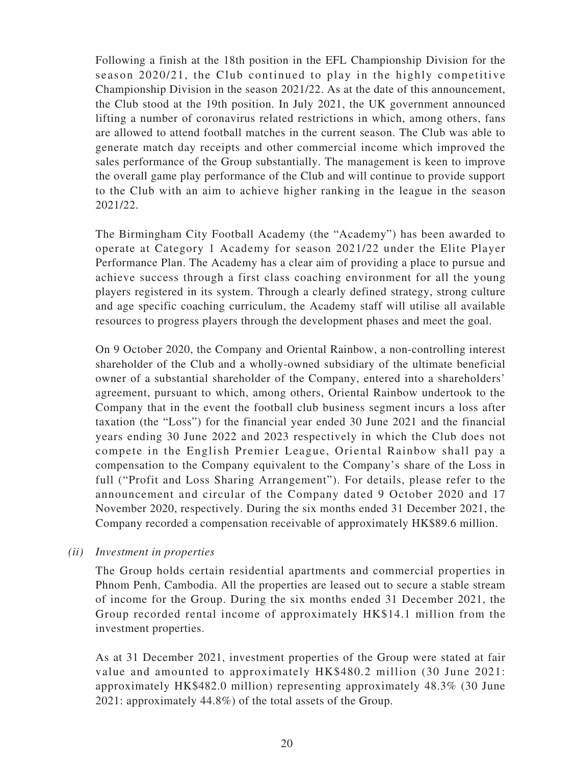Following a finish at the 18th position in the EFL Championship Division for the season 2020/21, the Club continued to play in the highly competitive Championship Division in the season 2021/22. As at the date of this announcement, the Club stood at the 19th position. In July 2021, the UK government announced lifting a number of coronavirus related restrictions in which, among others, fans are allowed to attend football matches in the current season. The Club was able to generate match day receipts and other commercial income which improved the sales performance of the Group substantially. The management is keen to improve the overall game play performance of the Club and will continue to provide support to the Club with an aim to achieve higher ranking in the league in the season 2021/22.

The Birmingham City Football Academy (the "Academy") has been awarded to operate at Category 1 Academy for season 2021/22 under the Elite Player Performance Plan. The Academy has a clear aim of providing a place to pursue and achieve success through a first class coaching environment for all the young players registered in its system. Through a clearly defined strategy, strong culture and age specific coaching curriculum, the Academy staff will utilise all available resources to progress players through the development phases and meet the goal.

On 9 October 2020, the Company and Oriental Rainbow, a non-controlling interest shareholder of the Club and a wholly-owned subsidiary of the ultimate beneficial owner of a substantial shareholder of the Company, entered into a shareholders' agreement, pursuant to which, among others, Oriental Rainbow undertook to the Company that in the event the football club business segment incurs a loss after taxation (the "Loss") for the financial year ended 30 June 2021 and the financial years ending 30 June 2022 and 2023 respectively in which the Club does not compete in the English Premier League, Oriental Rainbow shall pay a compensation to the Company equivalent to the Company's share of the Loss in full ("Profit and Loss Sharing Arrangement"). For details, please refer to the announcement and circular of the Company dated 9 October 2020 and 17 November 2020, respectively. During the six months ended 31 December 2021, the Company recorded a compensation receivable of approximately HK$89.6 million.

*(ii) Investment in properties*

The Group holds certain residential apartments and commercial properties in Phnom Penh, Cambodia. All the properties are leased out to secure a stable stream of income for the Group. During the six months ended 31 December 2021, the Group recorded rental income of approximately HK$14.1 million from the investment properties.

As at 31 December 2021, investment properties of the Group were stated at fair value and amounted to approximately HK$480.2 million (30 June 2021: approximately HK$482.0 million) representing approximately 48.3% (30 June 2021: approximately 44.8%) of the total assets of the Group.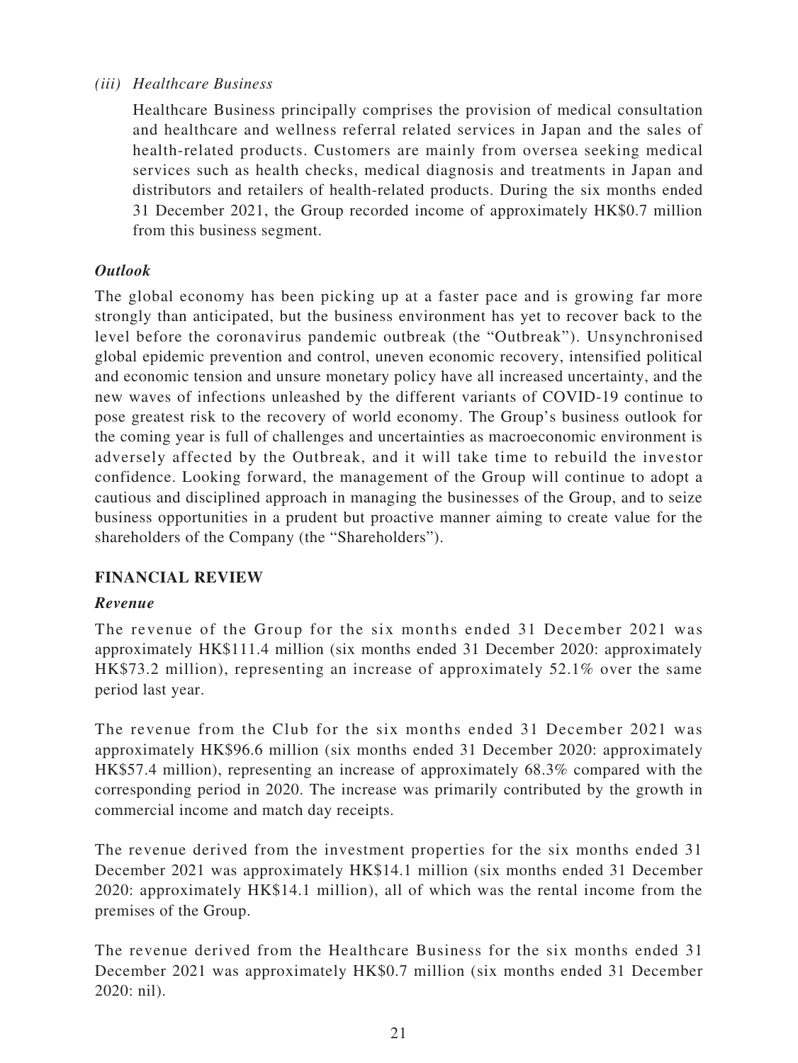*(iii) Healthcare Business*

Healthcare Business principally comprises the provision of medical consultation and healthcare and wellness referral related services in Japan and the sales of health-related products. Customers are mainly from oversea seeking medical services such as health checks, medical diagnosis and treatments in Japan and distributors and retailers of health-related products. During the six months ended 31 December 2021, the Group recorded income of approximately HK$0.7 million from this business segment.

***Outlook***

The global economy has been picking up at a faster pace and is growing far more strongly than anticipated, but the business environment has yet to recover back to the level before the coronavirus pandemic outbreak (the "Outbreak"). Unsynchronised global epidemic prevention and control, uneven economic recovery, intensified political and economic tension and unsure monetary policy have all increased uncertainty, and the new waves of infections unleashed by the different variants of COVID-19 continue to pose greatest risk to the recovery of world economy. The Group's business outlook for the coming year is full of challenges and uncertainties as macroeconomic environment is adversely affected by the Outbreak, and it will take time to rebuild the investor confidence. Looking forward, the management of the Group will continue to adopt a cautious and disciplined approach in managing the businesses of the Group, and to seize business opportunities in a prudent but proactive manner aiming to create value for the shareholders of the Company (the "Shareholders").

## FINANCIAL REVIEW

***Revenue***

The revenue of the Group for the six months ended 31 December 2021 was approximately HK$111.4 million (six months ended 31 December 2020: approximately HK$73.2 million), representing an increase of approximately 52.1% over the same period last year.

The revenue from the Club for the six months ended 31 December 2021 was approximately HK$96.6 million (six months ended 31 December 2020: approximately HK$57.4 million), representing an increase of approximately 68.3% compared with the corresponding period in 2020. The increase was primarily contributed by the growth in commercial income and match day receipts.

The revenue derived from the investment properties for the six months ended 31 December 2021 was approximately HK$14.1 million (six months ended 31 December 2020: approximately HK$14.1 million), all of which was the rental income from the premises of the Group.

The revenue derived from the Healthcare Business for the six months ended 31 December 2021 was approximately HK$0.7 million (six months ended 31 December 2020: nil).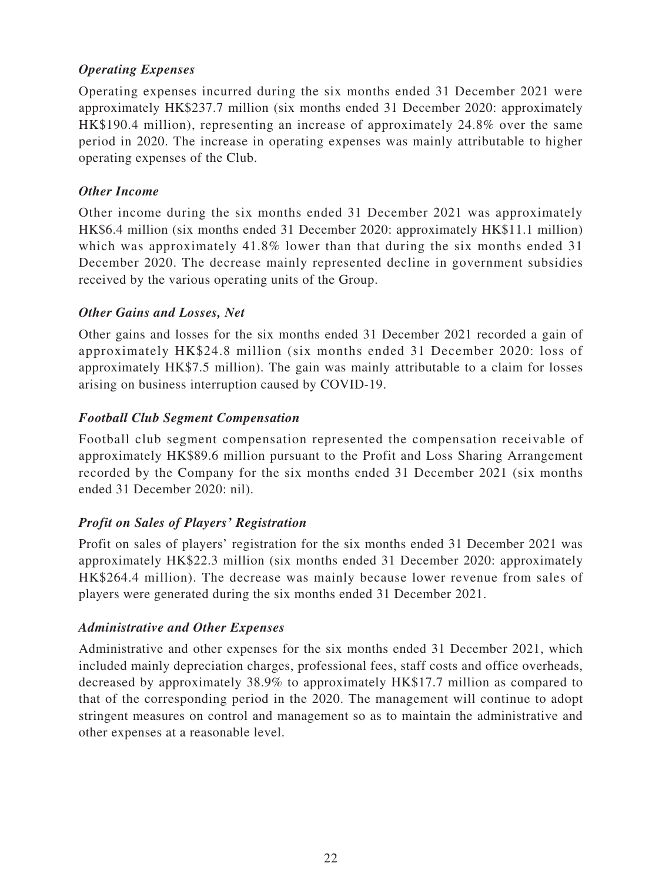***Operating Expenses***

Operating expenses incurred during the six months ended 31 December 2021 were approximately HK$237.7 million (six months ended 31 December 2020: approximately HK$190.4 million), representing an increase of approximately 24.8% over the same period in 2020. The increase in operating expenses was mainly attributable to higher operating expenses of the Club.

***Other Income***

Other income during the six months ended 31 December 2021 was approximately HK$6.4 million (six months ended 31 December 2020: approximately HK$11.1 million) which was approximately 41.8% lower than that during the six months ended 31 December 2020. The decrease mainly represented decline in government subsidies received by the various operating units of the Group.

***Other Gains and Losses, Net***

Other gains and losses for the six months ended 31 December 2021 recorded a gain of approximately HK$24.8 million (six months ended 31 December 2020: loss of approximately HK$7.5 million). The gain was mainly attributable to a claim for losses arising on business interruption caused by COVID-19.

***Football Club Segment Compensation***

Football club segment compensation represented the compensation receivable of approximately HK$89.6 million pursuant to the Profit and Loss Sharing Arrangement recorded by the Company for the six months ended 31 December 2021 (six months ended 31 December 2020: nil).

***Profit on Sales of Players' Registration***

Profit on sales of players' registration for the six months ended 31 December 2021 was approximately HK$22.3 million (six months ended 31 December 2020: approximately HK$264.4 million). The decrease was mainly because lower revenue from sales of players were generated during the six months ended 31 December 2021.

***Administrative and Other Expenses***

Administrative and other expenses for the six months ended 31 December 2021, which included mainly depreciation charges, professional fees, staff costs and office overheads, decreased by approximately 38.9% to approximately HK$17.7 million as compared to that of the corresponding period in the 2020. The management will continue to adopt stringent measures on control and management so as to maintain the administrative and other expenses at a reasonable level.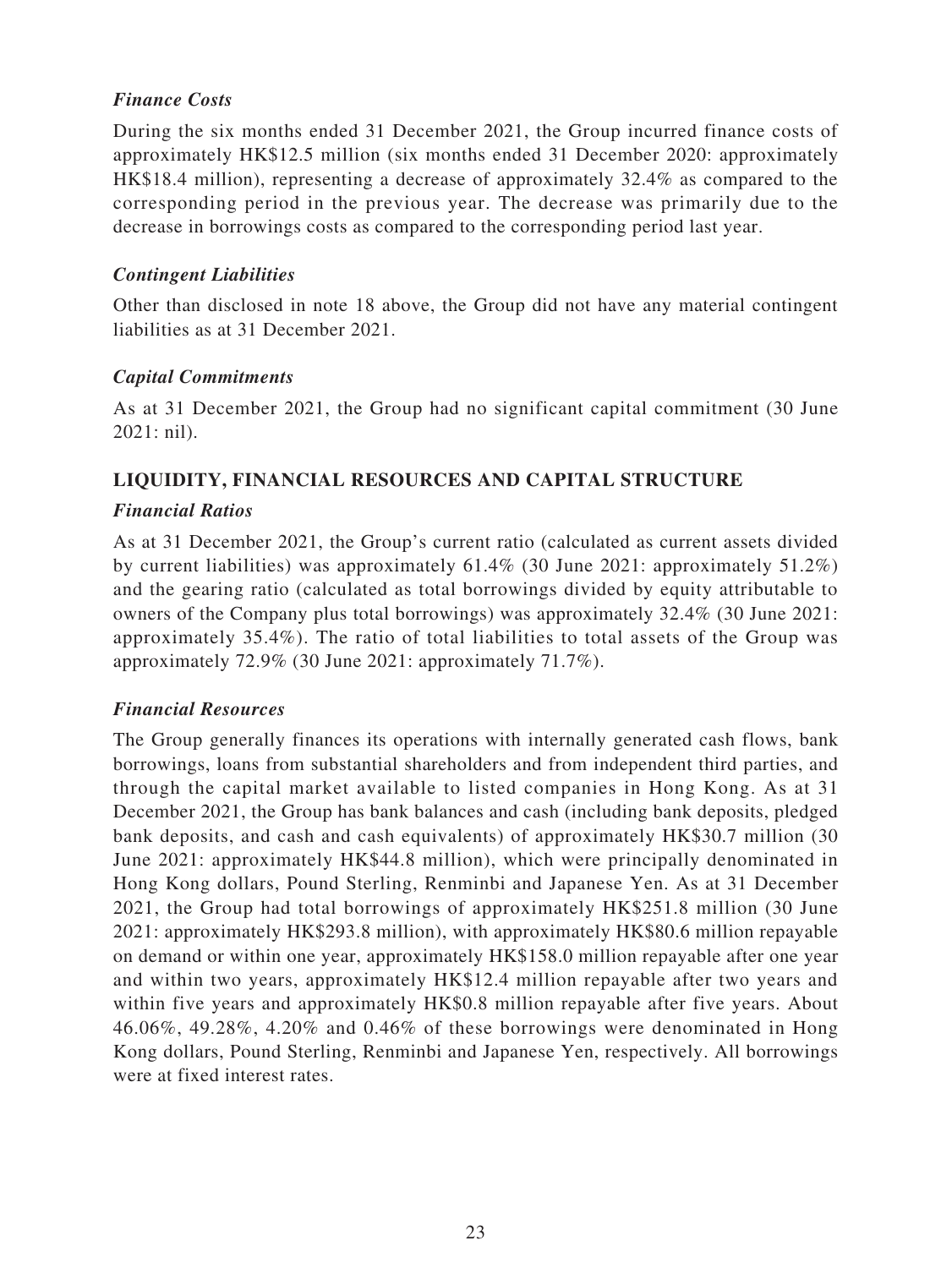### *Finance Costs*

During the six months ended 31 December 2021, the Group incurred finance costs of approximately HK$12.5 million (six months ended 31 December 2020: approximately HK$18.4 million), representing a decrease of approximately 32.4% as compared to the corresponding period in the previous year. The decrease was primarily due to the decrease in borrowings costs as compared to the corresponding period last year.

### *Contingent Liabilities*

Other than disclosed in note 18 above, the Group did not have any material contingent liabilities as at 31 December 2021.

### *Capital Commitments*

As at 31 December 2021, the Group had no significant capital commitment (30 June 2021: nil).

## LIQUIDITY, FINANCIAL RESOURCES AND CAPITAL STRUCTURE

### *Financial Ratios*

As at 31 December 2021, the Group's current ratio (calculated as current assets divided by current liabilities) was approximately 61.4% (30 June 2021: approximately 51.2%) and the gearing ratio (calculated as total borrowings divided by equity attributable to owners of the Company plus total borrowings) was approximately 32.4% (30 June 2021: approximately 35.4%). The ratio of total liabilities to total assets of the Group was approximately 72.9% (30 June 2021: approximately 71.7%).

### *Financial Resources*

The Group generally finances its operations with internally generated cash flows, bank borrowings, loans from substantial shareholders and from independent third parties, and through the capital market available to listed companies in Hong Kong. As at 31 December 2021, the Group has bank balances and cash (including bank deposits, pledged bank deposits, and cash and cash equivalents) of approximately HK$30.7 million (30 June 2021: approximately HK$44.8 million), which were principally denominated in Hong Kong dollars, Pound Sterling, Renminbi and Japanese Yen. As at 31 December 2021, the Group had total borrowings of approximately HK$251.8 million (30 June 2021: approximately HK$293.8 million), with approximately HK$80.6 million repayable on demand or within one year, approximately HK$158.0 million repayable after one year and within two years, approximately HK$12.4 million repayable after two years and within five years and approximately HK$0.8 million repayable after five years. About 46.06%, 49.28%, 4.20% and 0.46% of these borrowings were denominated in Hong Kong dollars, Pound Sterling, Renminbi and Japanese Yen, respectively. All borrowings were at fixed interest rates.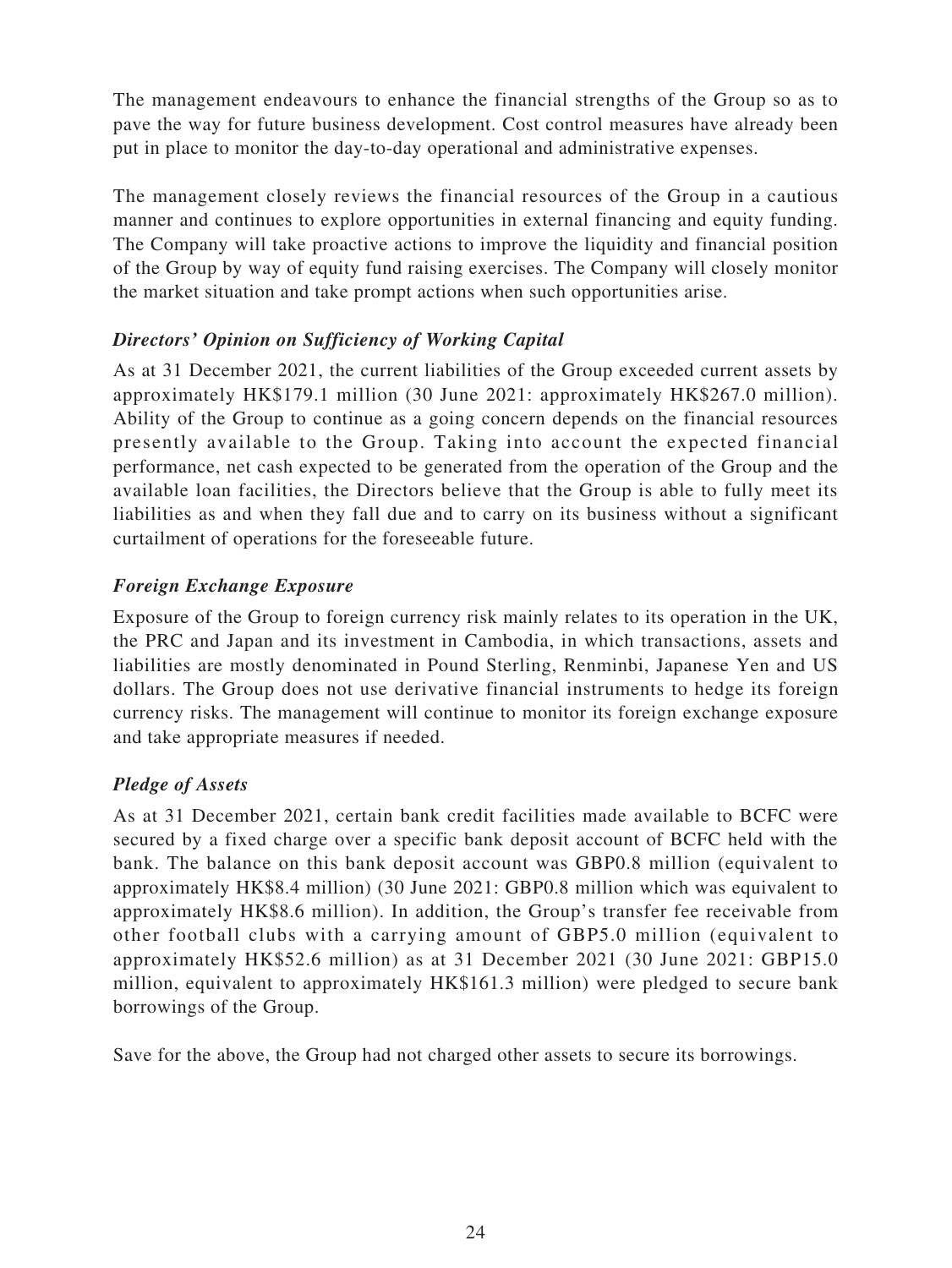The management endeavours to enhance the financial strengths of the Group so as to pave the way for future business development. Cost control measures have already been put in place to monitor the day-to-day operational and administrative expenses.

The management closely reviews the financial resources of the Group in a cautious manner and continues to explore opportunities in external financing and equity funding. The Company will take proactive actions to improve the liquidity and financial position of the Group by way of equity fund raising exercises. The Company will closely monitor the market situation and take prompt actions when such opportunities arise.

***Directors' Opinion on Sufficiency of Working Capital***

As at 31 December 2021, the current liabilities of the Group exceeded current assets by approximately HK$179.1 million (30 June 2021: approximately HK$267.0 million). Ability of the Group to continue as a going concern depends on the financial resources presently available to the Group. Taking into account the expected financial performance, net cash expected to be generated from the operation of the Group and the available loan facilities, the Directors believe that the Group is able to fully meet its liabilities as and when they fall due and to carry on its business without a significant curtailment of operations for the foreseeable future.

***Foreign Exchange Exposure***

Exposure of the Group to foreign currency risk mainly relates to its operation in the UK, the PRC and Japan and its investment in Cambodia, in which transactions, assets and liabilities are mostly denominated in Pound Sterling, Renminbi, Japanese Yen and US dollars. The Group does not use derivative financial instruments to hedge its foreign currency risks. The management will continue to monitor its foreign exchange exposure and take appropriate measures if needed.

***Pledge of Assets***

As at 31 December 2021, certain bank credit facilities made available to BCFC were secured by a fixed charge over a specific bank deposit account of BCFC held with the bank. The balance on this bank deposit account was GBP0.8 million (equivalent to approximately HK$8.4 million) (30 June 2021: GBP0.8 million which was equivalent to approximately HK$8.6 million). In addition, the Group's transfer fee receivable from other football clubs with a carrying amount of GBP5.0 million (equivalent to approximately HK$52.6 million) as at 31 December 2021 (30 June 2021: GBP15.0 million, equivalent to approximately HK$161.3 million) were pledged to secure bank borrowings of the Group.

Save for the above, the Group had not charged other assets to secure its borrowings.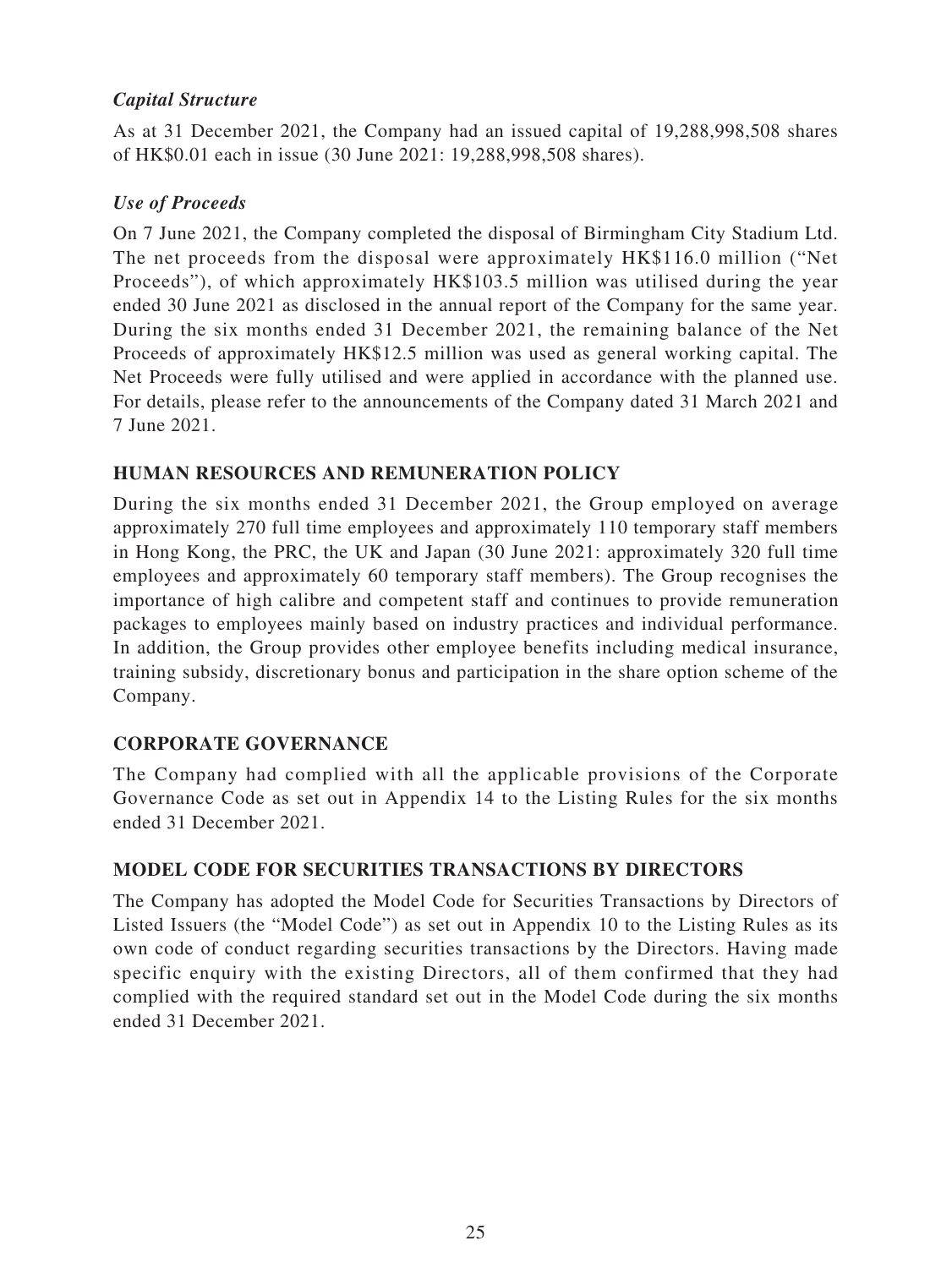### *Capital Structure*

As at 31 December 2021, the Company had an issued capital of 19,288,998,508 shares of HK$0.01 each in issue (30 June 2021: 19,288,998,508 shares).

### *Use of Proceeds*

On 7 June 2021, the Company completed the disposal of Birmingham City Stadium Ltd. The net proceeds from the disposal were approximately HK$116.0 million ("Net Proceeds"), of which approximately HK$103.5 million was utilised during the year ended 30 June 2021 as disclosed in the annual report of the Company for the same year. During the six months ended 31 December 2021, the remaining balance of the Net Proceeds of approximately HK$12.5 million was used as general working capital. The Net Proceeds were fully utilised and were applied in accordance with the planned use. For details, please refer to the announcements of the Company dated 31 March 2021 and 7 June 2021.

## HUMAN RESOURCES AND REMUNERATION POLICY

During the six months ended 31 December 2021, the Group employed on average approximately 270 full time employees and approximately 110 temporary staff members in Hong Kong, the PRC, the UK and Japan (30 June 2021: approximately 320 full time employees and approximately 60 temporary staff members). The Group recognises the importance of high calibre and competent staff and continues to provide remuneration packages to employees mainly based on industry practices and individual performance. In addition, the Group provides other employee benefits including medical insurance, training subsidy, discretionary bonus and participation in the share option scheme of the Company.

## CORPORATE GOVERNANCE

The Company had complied with all the applicable provisions of the Corporate Governance Code as set out in Appendix 14 to the Listing Rules for the six months ended 31 December 2021.

## MODEL CODE FOR SECURITIES TRANSACTIONS BY DIRECTORS

The Company has adopted the Model Code for Securities Transactions by Directors of Listed Issuers (the "Model Code") as set out in Appendix 10 to the Listing Rules as its own code of conduct regarding securities transactions by the Directors. Having made specific enquiry with the existing Directors, all of them confirmed that they had complied with the required standard set out in the Model Code during the six months ended 31 December 2021.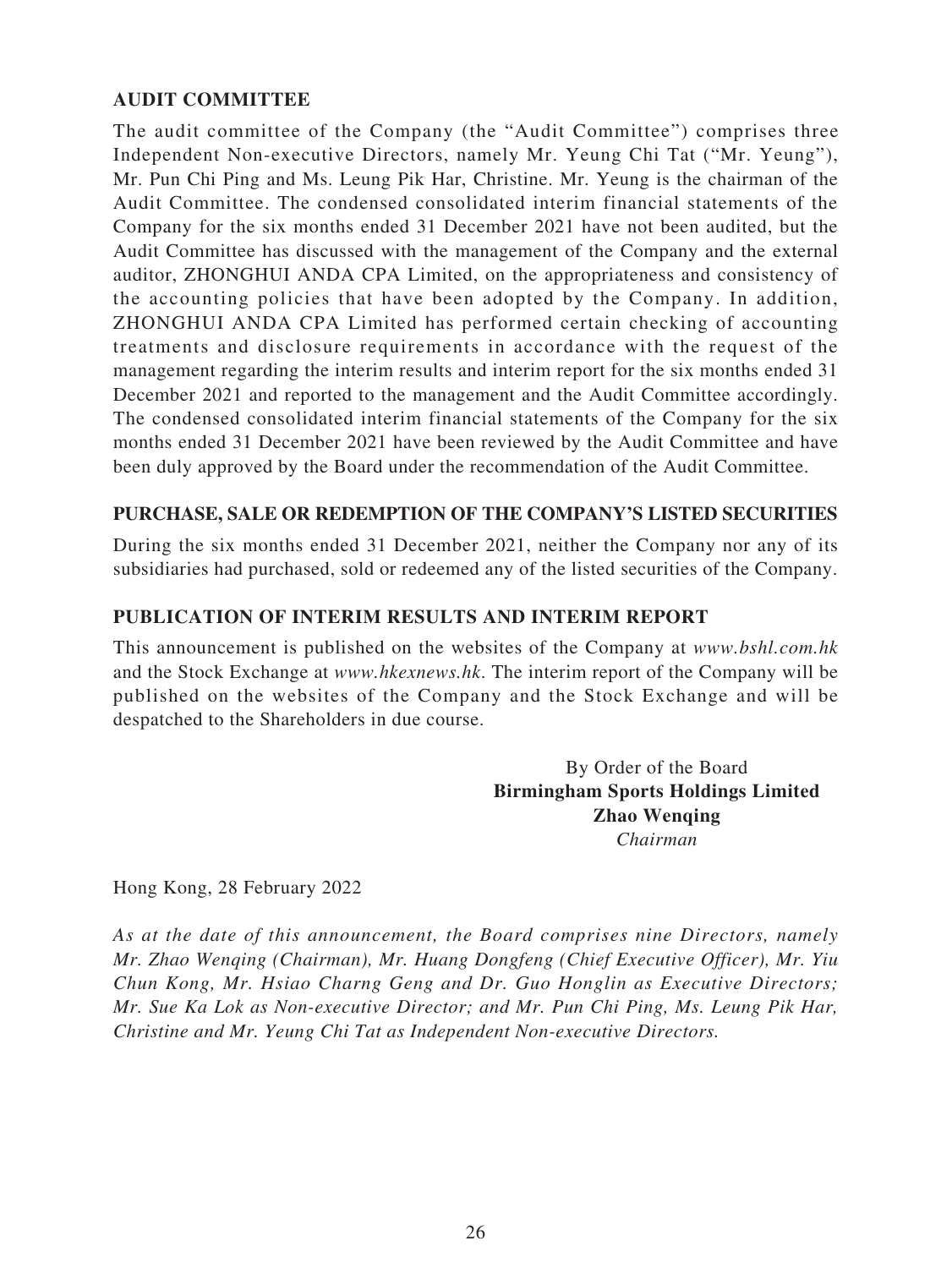## AUDIT COMMITTEE

The audit committee of the Company (the "Audit Committee") comprises three Independent Non-executive Directors, namely Mr. Yeung Chi Tat ("Mr. Yeung"), Mr. Pun Chi Ping and Ms. Leung Pik Har, Christine. Mr. Yeung is the chairman of the Audit Committee. The condensed consolidated interim financial statements of the Company for the six months ended 31 December 2021 have not been audited, but the Audit Committee has discussed with the management of the Company and the external auditor, ZHONGHUI ANDA CPA Limited, on the appropriateness and consistency of the accounting policies that have been adopted by the Company. In addition, ZHONGHUI ANDA CPA Limited has performed certain checking of accounting treatments and disclosure requirements in accordance with the request of the management regarding the interim results and interim report for the six months ended 31 December 2021 and reported to the management and the Audit Committee accordingly. The condensed consolidated interim financial statements of the Company for the six months ended 31 December 2021 have been reviewed by the Audit Committee and have been duly approved by the Board under the recommendation of the Audit Committee.

## PURCHASE, SALE OR REDEMPTION OF THE COMPANY'S LISTED SECURITIES

During the six months ended 31 December 2021, neither the Company nor any of its subsidiaries had purchased, sold or redeemed any of the listed securities of the Company.

## PUBLICATION OF INTERIM RESULTS AND INTERIM REPORT

This announcement is published on the websites of the Company at *www.bshl.com.hk* and the Stock Exchange at *www.hkexnews.hk*. The interim report of the Company will be published on the websites of the Company and the Stock Exchange and will be despatched to the Shareholders in due course.

By Order of the Board
**Birmingham Sports Holdings Limited**
**Zhao Wenqing**
*Chairman*

Hong Kong, 28 February 2022

*As at the date of this announcement, the Board comprises nine Directors, namely Mr. Zhao Wenqing (Chairman), Mr. Huang Dongfeng (Chief Executive Officer), Mr. Yiu Chun Kong, Mr. Hsiao Charng Geng and Dr. Guo Honglin as Executive Directors; Mr. Sue Ka Lok as Non-executive Director; and Mr. Pun Chi Ping, Ms. Leung Pik Har, Christine and Mr. Yeung Chi Tat as Independent Non-executive Directors.*